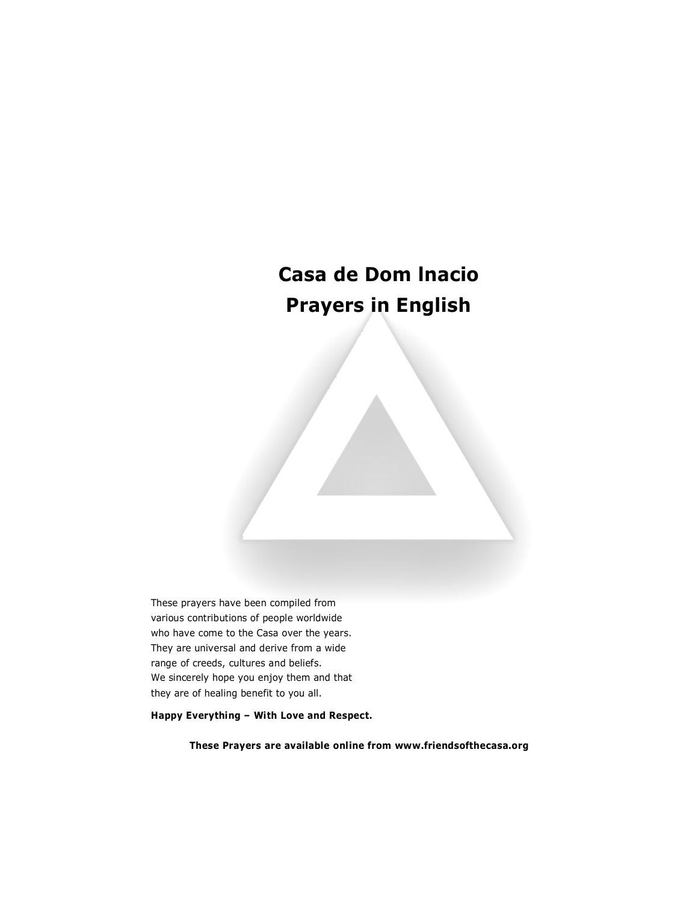# Casa de Dom Inacio
# Prayers in English

These prayers have been compiled from various contributions of people worldwide who have come to the Casa over the years. They are universal and derive from a wide range of creeds, cultures and beliefs. We sincerely hope you enjoy them and that they are of healing benefit to you all.

**Happy Everything – With Love and Respect.**

**These Prayers are available online from www.friendsofthecasa.org**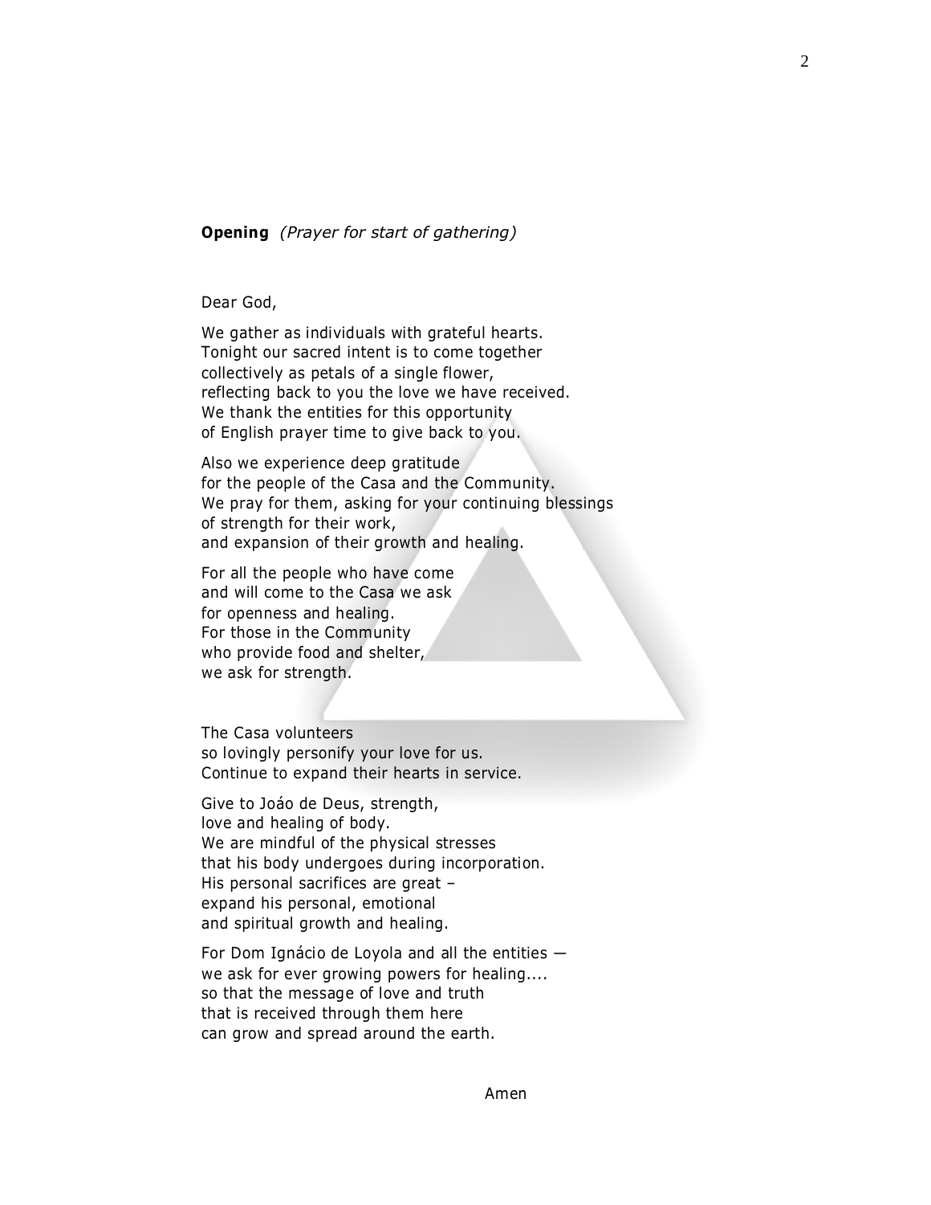**Opening** *(Prayer for start of gathering)*

Dear God,

We gather as individuals with grateful hearts.
Tonight our sacred intent is to come together
collectively as petals of a single flower,
reflecting back to you the love we have received.
We thank the entities for this opportunity
of English prayer time to give back to you.

Also we experience deep gratitude
for the people of the Casa and the Community.
We pray for them, asking for your continuing blessings
of strength for their work,
and expansion of their growth and healing.

For all the people who have come
and will come to the Casa we ask
for openness and healing.
For those in the Community
who provide food and shelter,
we ask for strength.

The Casa volunteers
so lovingly personify your love for us.
Continue to expand their hearts in service.

Give to Joáo de Deus, strength,
love and healing of body.
We are mindful of the physical stresses
that his body undergoes during incorporation.
His personal sacrifices are great –
expand his personal, emotional
and spiritual growth and healing.

For Dom Ignácio de Loyola and all the entities —
we ask for ever growing powers for healing....
so that the message of love and truth
that is received through them here
can grow and spread around the earth.

Amen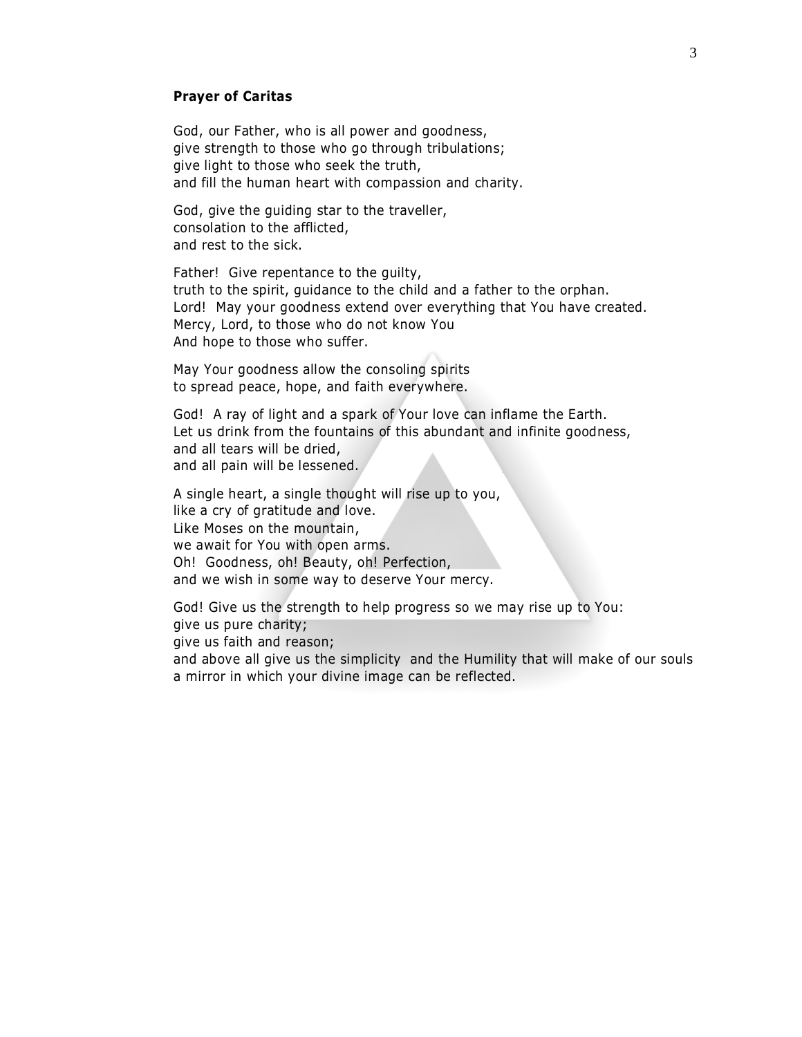**Prayer of Caritas**

God, our Father, who is all power and goodness,
give strength to those who go through tribulations;
give light to those who seek the truth,
and fill the human heart with compassion and charity.

God, give the guiding star to the traveller,
consolation to the afflicted,
and rest to the sick.

Father! Give repentance to the guilty,
truth to the spirit, guidance to the child and a father to the orphan.
Lord! May your goodness extend over everything that You have created.
Mercy, Lord, to those who do not know You
And hope to those who suffer.

May Your goodness allow the consoling spirits
to spread peace, hope, and faith everywhere.

God! A ray of light and a spark of Your love can inflame the Earth.
Let us drink from the fountains of this abundant and infinite goodness,
and all tears will be dried,
and all pain will be lessened.

A single heart, a single thought will rise up to you,
like a cry of gratitude and love.
Like Moses on the mountain,
we await for You with open arms.
Oh! Goodness, oh! Beauty, oh! Perfection,
and we wish in some way to deserve Your mercy.

God! Give us the strength to help progress so we may rise up to You:
give us pure charity;
give us faith and reason;
and above all give us the simplicity and the Humility that will make of our souls
a mirror in which your divine image can be reflected.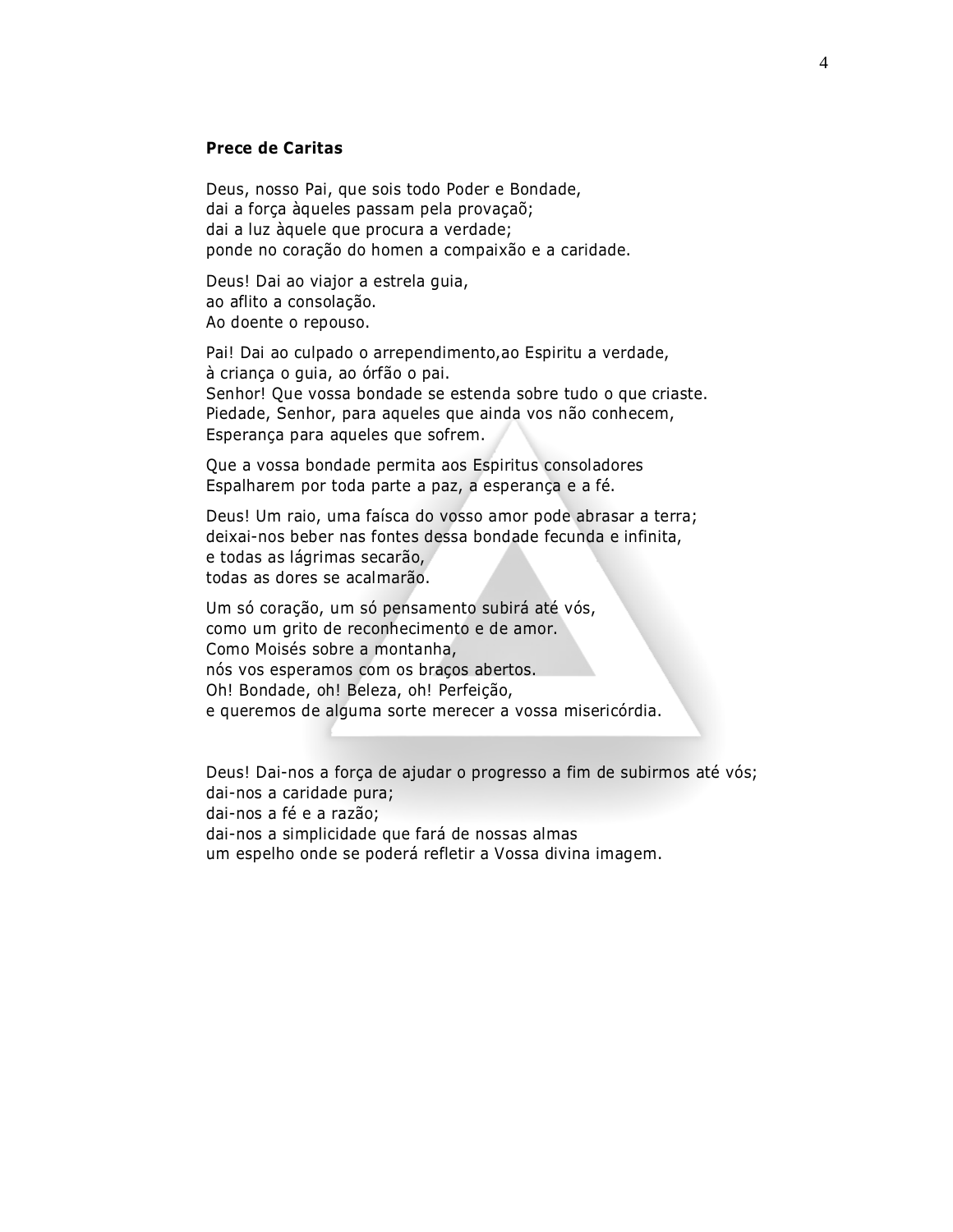**Prece de Caritas**

Deus, nosso Pai, que sois todo Poder e Bondade,
dai a força àqueles passam pela provaçaõ;
dai a luz àquele que procura a verdade;
ponde no coração do homen a compaixão e a caridade.

Deus! Dai ao viajor a estrela guia,
ao aflito a consolação.
Ao doente o repouso.

Pai! Dai ao culpado o arrependimento,ao Espiritu a verdade,
à criança o guia, ao órfão o pai.
Senhor! Que vossa bondade se estenda sobre tudo o que criaste.
Piedade, Senhor, para aqueles que ainda vos não conhecem,
Esperança para aqueles que sofrem.

Que a vossa bondade permita aos Espiritus consoladores
Espalharem por toda parte a paz, a esperança e a fé.

Deus! Um raio, uma faísca do vosso amor pode abrasar a terra;
deixai-nos beber nas fontes dessa bondade fecunda e infinita,
e todas as lágrimas secarão,
todas as dores se acalmarão.

Um só coração, um só pensamento subirá até vós,
como um grito de reconhecimento e de amor.
Como Moisés sobre a montanha,
nós vos esperamos com os braços abertos.
Oh! Bondade, oh! Beleza, oh! Perfeição,
e queremos de alguma sorte merecer a vossa misericórdia.

Deus! Dai-nos a força de ajudar o progresso a fim de subirmos até vós;
dai-nos a caridade pura;
dai-nos a fé e a razão;
dai-nos a simplicidade que fará de nossas almas
um espelho onde se poderá refletir a Vossa divina imagem.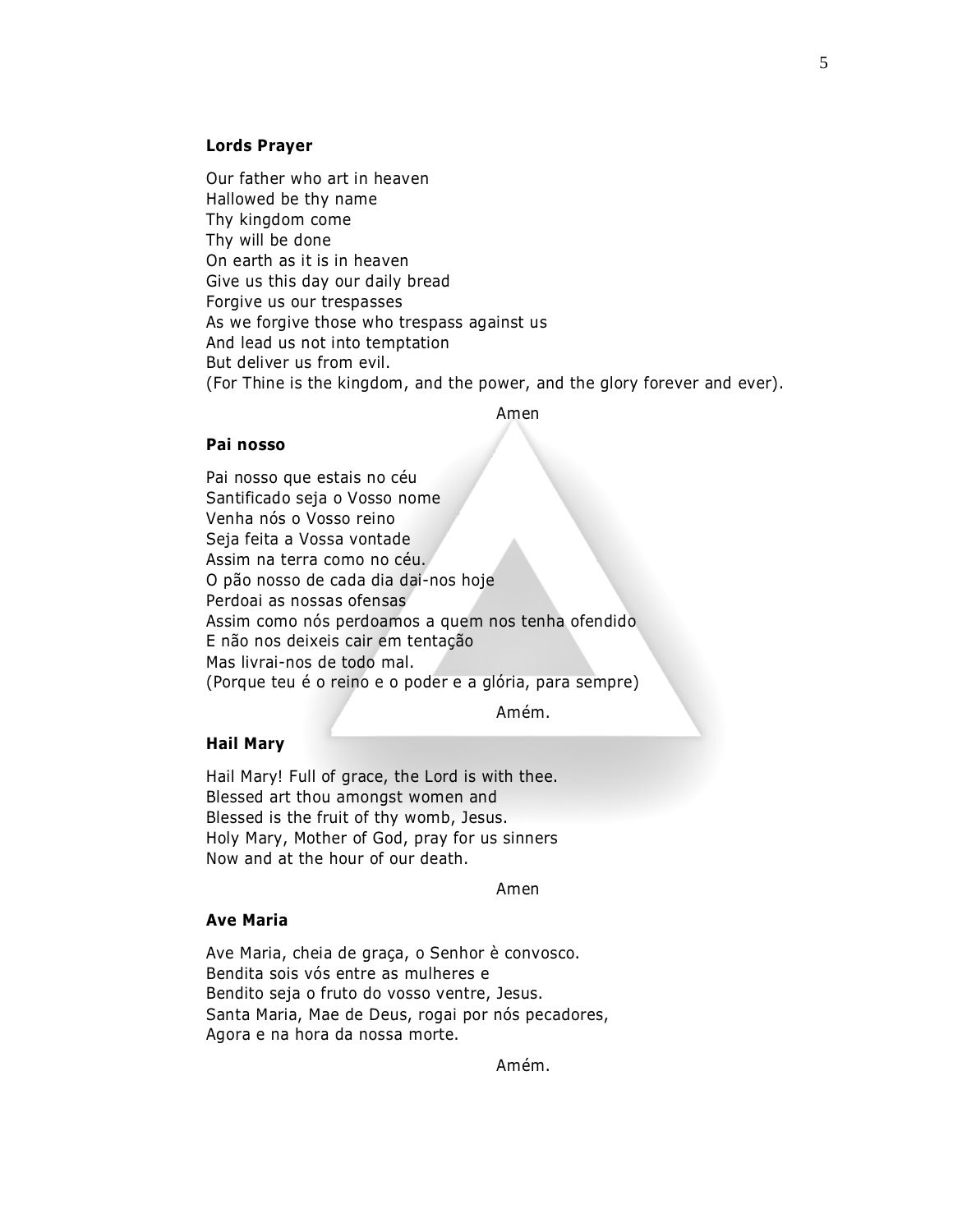**Lords Prayer**

Our father who art in heaven
Hallowed be thy name
Thy kingdom come
Thy will be done
On earth as it is in heaven
Give us this day our daily bread
Forgive us our trespasses
As we forgive those who trespass against us
And lead us not into temptation
But deliver us from evil.
(For Thine is the kingdom, and the power, and the glory forever and ever).

Amen

**Pai nosso**

Pai nosso que estais no céu
Santificado seja o Vosso nome
Venha nós o Vosso reino
Seja feita a Vossa vontade
Assim na terra como no céu.
O pão nosso de cada dia dai-nos hoje
Perdoai as nossas ofensas
Assim como nós perdoamos a quem nos tenha ofendido
E não nos deixeis cair em tentação
Mas livrai-nos de todo mal.
(Porque teu é o reino e o poder e a glória, para sempre)

Amém.

**Hail Mary**

Hail Mary! Full of grace, the Lord is with thee.
Blessed art thou amongst women and
Blessed is the fruit of thy womb, Jesus.
Holy Mary, Mother of God, pray for us sinners
Now and at the hour of our death.

Amen

**Ave Maria**

Ave Maria, cheia de graça, o Senhor è convosco.
Bendita sois vós entre as mulheres e
Bendito seja o fruto do vosso ventre, Jesus.
Santa Maria, Mae de Deus, rogai por nós pecadores,
Agora e na hora da nossa morte.

Amém.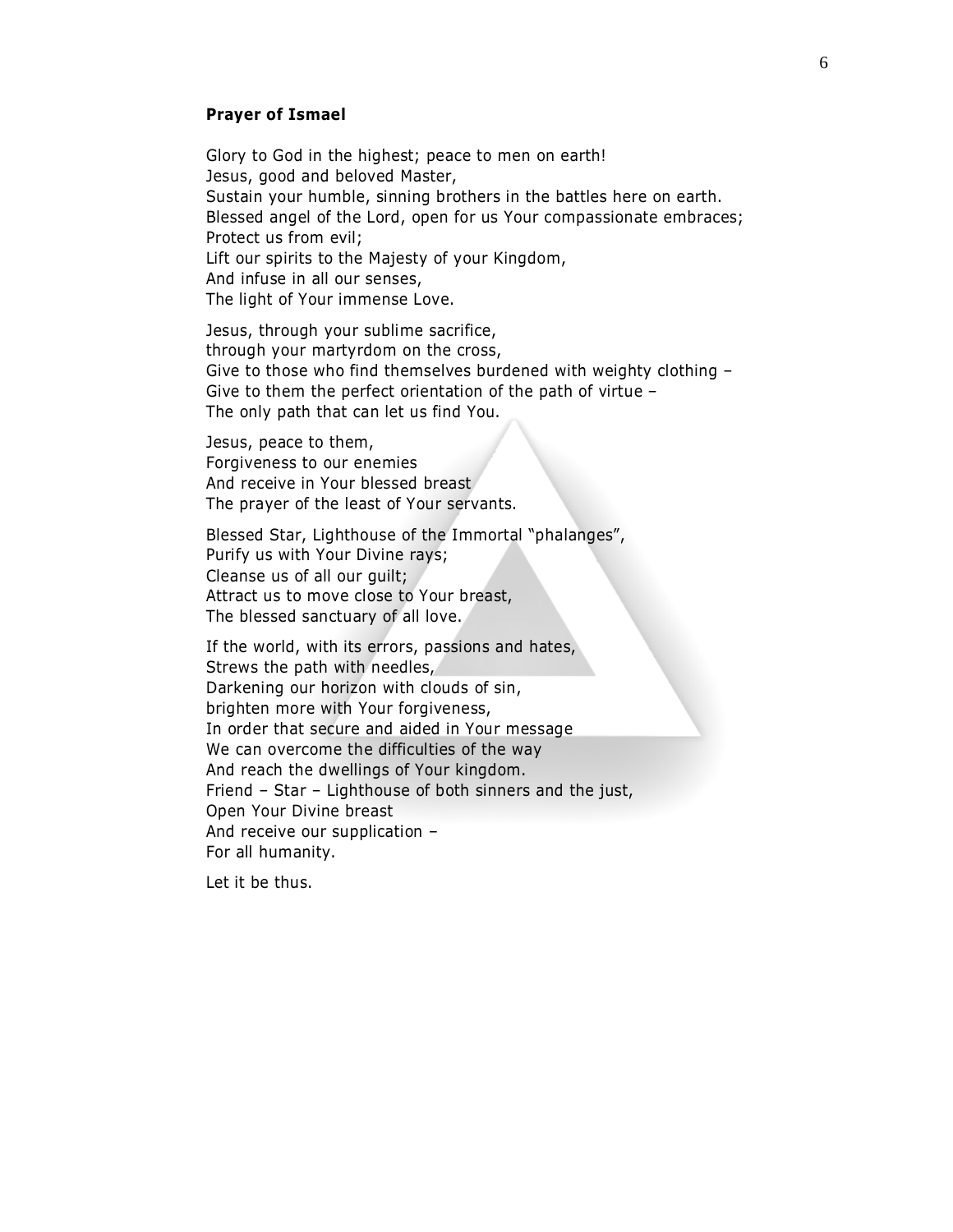**Prayer of Ismael**

Glory to God in the highest; peace to men on earth!
Jesus, good and beloved Master,
Sustain your humble, sinning brothers in the battles here on earth.
Blessed angel of the Lord, open for us Your compassionate embraces;
Protect us from evil;
Lift our spirits to the Majesty of your Kingdom,
And infuse in all our senses,
The light of Your immense Love.

Jesus, through your sublime sacrifice,
through your martyrdom on the cross,
Give to those who find themselves burdened with weighty clothing –
Give to them the perfect orientation of the path of virtue –
The only path that can let us find You.

Jesus, peace to them,
Forgiveness to our enemies
And receive in Your blessed breast
The prayer of the least of Your servants.

Blessed Star, Lighthouse of the Immortal "phalanges",
Purify us with Your Divine rays;
Cleanse us of all our guilt;
Attract us to move close to Your breast,
The blessed sanctuary of all love.

If the world, with its errors, passions and hates,
Strews the path with needles,
Darkening our horizon with clouds of sin,
brighten more with Your forgiveness,
In order that secure and aided in Your message
We can overcome the difficulties of the way
And reach the dwellings of Your kingdom.
Friend – Star – Lighthouse of both sinners and the just,
Open Your Divine breast
And receive our supplication –
For all humanity.

Let it be thus.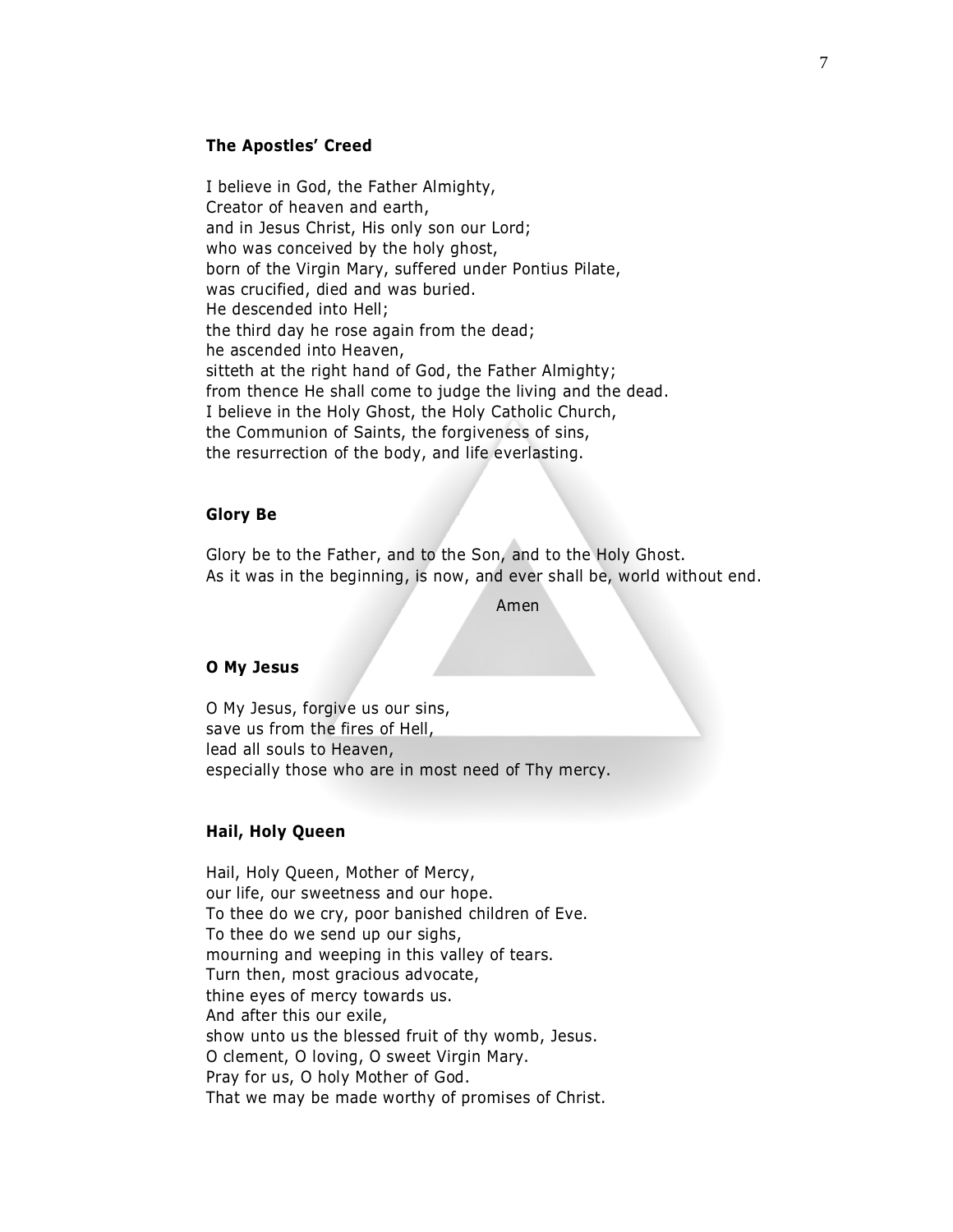### The Apostles' Creed

I believe in God, the Father Almighty,
Creator of heaven and earth,
and in Jesus Christ, His only son our Lord;
who was conceived by the holy ghost,
born of the Virgin Mary, suffered under Pontius Pilate,
was crucified, died and was buried.
He descended into Hell;
the third day he rose again from the dead;
he ascended into Heaven,
sitteth at the right hand of God, the Father Almighty;
from thence He shall come to judge the living and the dead.
I believe in the Holy Ghost, the Holy Catholic Church,
the Communion of Saints, the forgiveness of sins,
the resurrection of the body, and life everlasting.

### Glory Be

Glory be to the Father, and to the Son, and to the Holy Ghost.
As it was in the beginning, is now, and ever shall be, world without end.

Amen

### O My Jesus

O My Jesus, forgive us our sins,
save us from the fires of Hell,
lead all souls to Heaven,
especially those who are in most need of Thy mercy.

### Hail, Holy Queen

Hail, Holy Queen, Mother of Mercy,
our life, our sweetness and our hope.
To thee do we cry, poor banished children of Eve.
To thee do we send up our sighs,
mourning and weeping in this valley of tears.
Turn then, most gracious advocate,
thine eyes of mercy towards us.
And after this our exile,
show unto us the blessed fruit of thy womb, Jesus.
O clement, O loving, O sweet Virgin Mary.
Pray for us, O holy Mother of God.
That we may be made worthy of promises of Christ.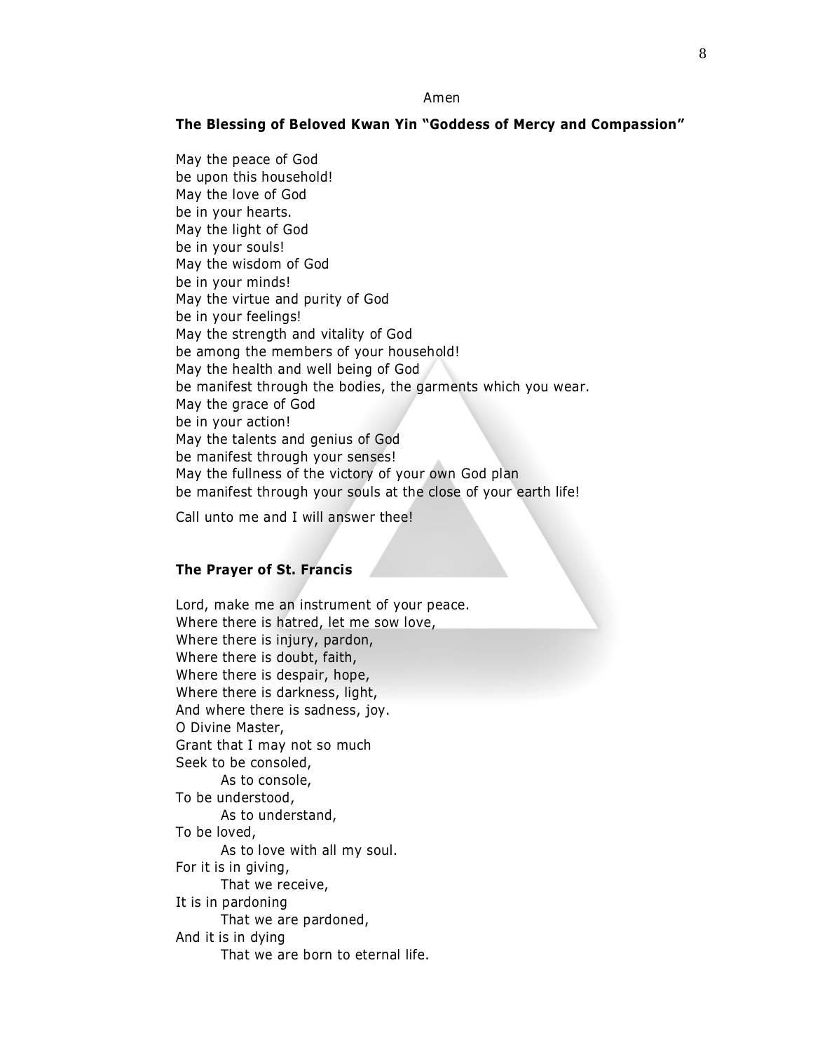Amen

**The Blessing of Beloved Kwan Yin "Goddess of Mercy and Compassion"**

May the peace of God
be upon this household!
May the love of God
be in your hearts.
May the light of God
be in your souls!
May the wisdom of God
be in your minds!
May the virtue and purity of God
be in your feelings!
May the strength and vitality of God
be among the members of your household!
May the health and well being of God
be manifest through the bodies, the garments which you wear.
May the grace of God
be in your action!
May the talents and genius of God
be manifest through your senses!
May the fullness of the victory of your own God plan
be manifest through your souls at the close of your earth life!

Call unto me and I will answer thee!

**The Prayer of St. Francis**

Lord, make me an instrument of your peace.
Where there is hatred, let me sow love,
Where there is injury, pardon,
Where there is doubt, faith,
Where there is despair, hope,
Where there is darkness, light,
And where there is sadness, joy.
O Divine Master,
Grant that I may not so much
Seek to be consoled,
    As to console,
To be understood,
    As to understand,
To be loved,
    As to love with all my soul.
For it is in giving,
    That we receive,
It is in pardoning
    That we are pardoned,
And it is in dying
    That we are born to eternal life.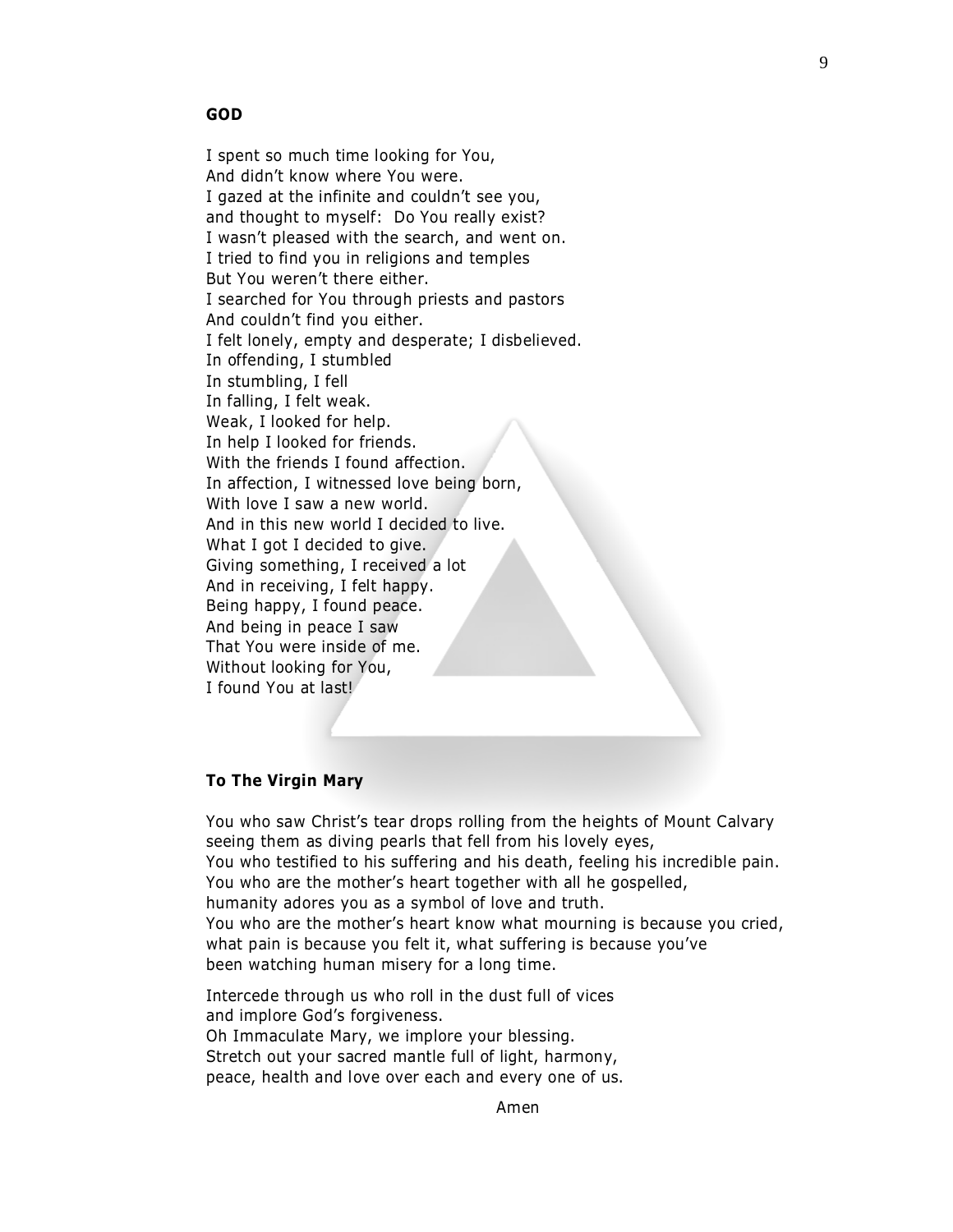**GOD**

I spent so much time looking for You,
And didn't know where You were.
I gazed at the infinite and couldn't see you,
and thought to myself: Do You really exist?
I wasn't pleased with the search, and went on.
I tried to find you in religions and temples
But You weren't there either.
I searched for You through priests and pastors
And couldn't find you either.
I felt lonely, empty and desperate; I disbelieved.
In offending, I stumbled
In stumbling, I fell
In falling, I felt weak.
Weak, I looked for help.
In help I looked for friends.
With the friends I found affection.
In affection, I witnessed love being born,
With love I saw a new world.
And in this new world I decided to live.
What I got I decided to give.
Giving something, I received a lot
And in receiving, I felt happy.
Being happy, I found peace.
And being in peace I saw
That You were inside of me.
Without looking for You,
I found You at last!

**To The Virgin Mary**

You who saw Christ's tear drops rolling from the heights of Mount Calvary
seeing them as diving pearls that fell from his lovely eyes,
You who testified to his suffering and his death, feeling his incredible pain.
You who are the mother's heart together with all he gospelled,
humanity adores you as a symbol of love and truth.
You who are the mother's heart know what mourning is because you cried,
what pain is because you felt it, what suffering is because you've
been watching human misery for a long time.

Intercede through us who roll in the dust full of vices
and implore God's forgiveness.
Oh Immaculate Mary, we implore your blessing.
Stretch out your sacred mantle full of light, harmony,
peace, health and love over each and every one of us.

Amen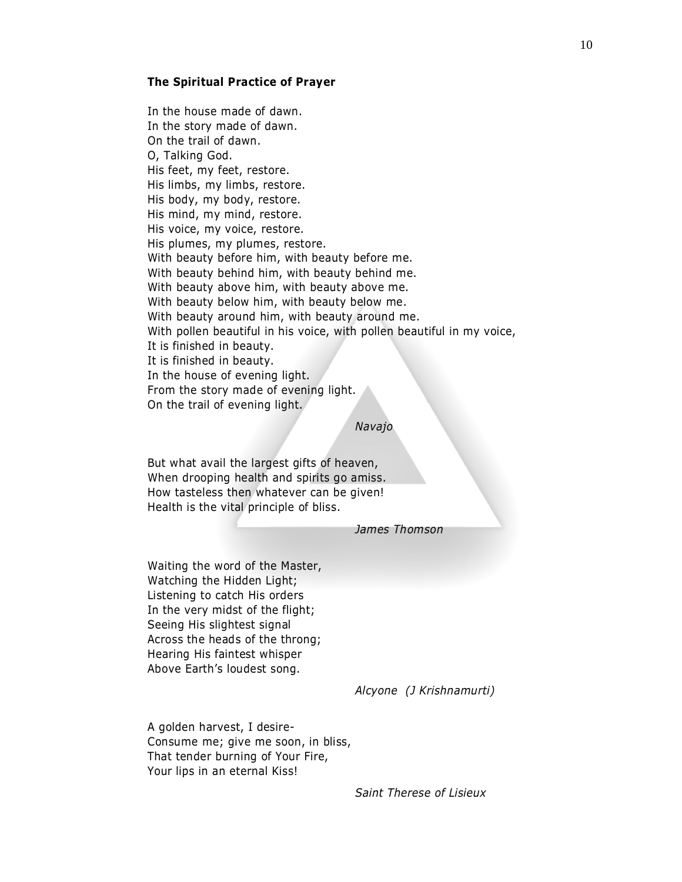**The Spiritual Practice of Prayer**

In the house made of dawn.
In the story made of dawn.
On the trail of dawn.
O, Talking God.
His feet, my feet, restore.
His limbs, my limbs, restore.
His body, my body, restore.
His mind, my mind, restore.
His voice, my voice, restore.
His plumes, my plumes, restore.
With beauty before him, with beauty before me.
With beauty behind him, with beauty behind me.
With beauty above him, with beauty above me.
With beauty below him, with beauty below me.
With beauty around him, with beauty around me.
With pollen beautiful in his voice, with pollen beautiful in my voice,
It is finished in beauty.
It is finished in beauty.
In the house of evening light.
From the story made of evening light.
On the trail of evening light.

*Navajo*

But what avail the largest gifts of heaven,
When drooping health and spirits go amiss.
How tasteless then whatever can be given!
Health is the vital principle of bliss.

*James Thomson*

Waiting the word of the Master,
Watching the Hidden Light;
Listening to catch His orders
In the very midst of the flight;
Seeing His slightest signal
Across the heads of the throng;
Hearing His faintest whisper
Above Earth's loudest song.

*Alcyone (J Krishnamurti)*

A golden harvest, I desire-
Consume me; give me soon, in bliss,
That tender burning of Your Fire,
Your lips in an eternal Kiss!

*Saint Therese of Lisieux*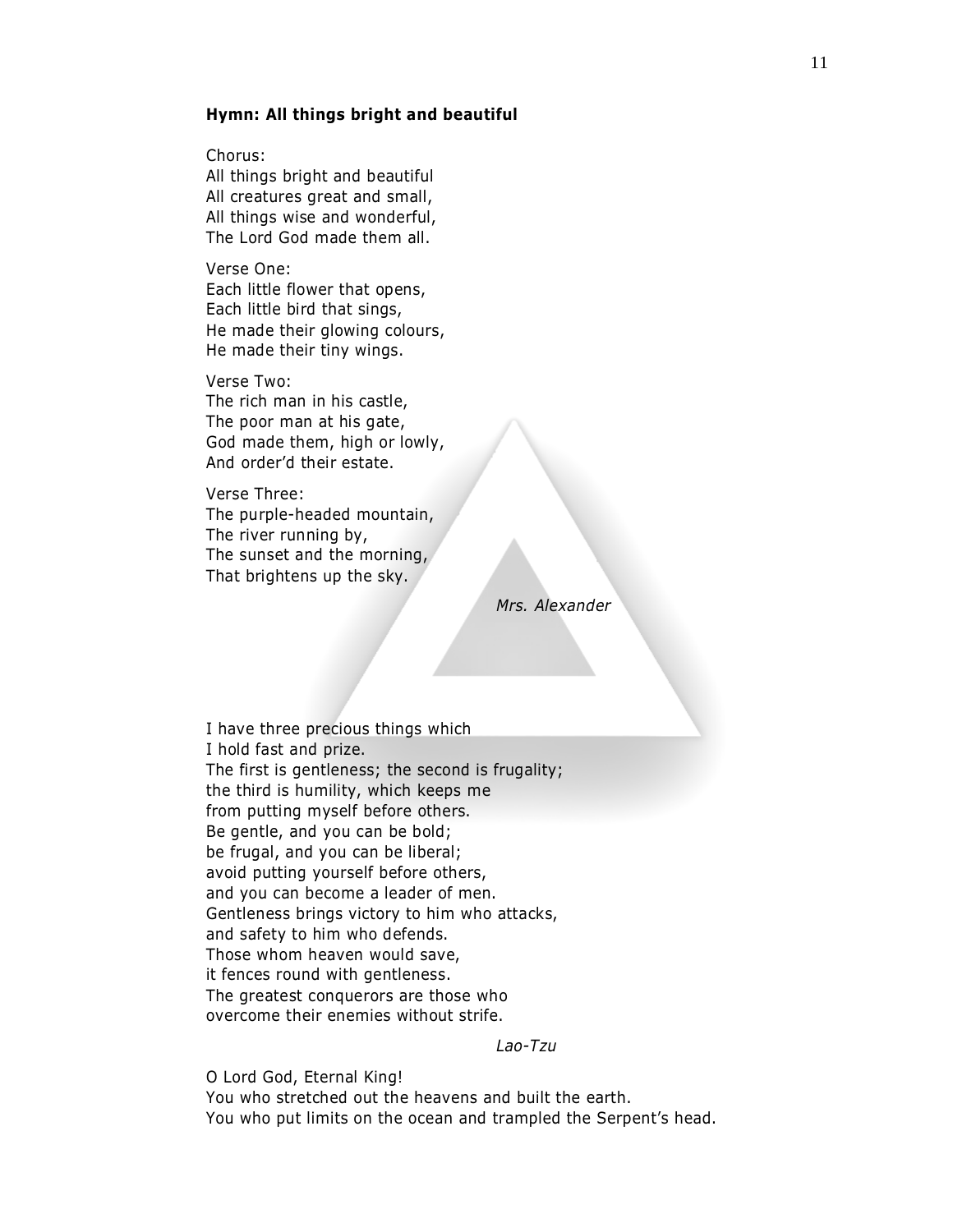**Hymn: All things bright and beautiful**

Chorus:
All things bright and beautiful
All creatures great and small,
All things wise and wonderful,
The Lord God made them all.

Verse One:
Each little flower that opens,
Each little bird that sings,
He made their glowing colours,
He made their tiny wings.

Verse Two:
The rich man in his castle,
The poor man at his gate,
God made them, high or lowly,
And order'd their estate.

Verse Three:
The purple-headed mountain,
The river running by,
The sunset and the morning,
That brightens up the sky.

*Mrs. Alexander*

I have three precious things which
I hold fast and prize.
The first is gentleness; the second is frugality;
the third is humility, which keeps me
from putting myself before others.
Be gentle, and you can be bold;
be frugal, and you can be liberal;
avoid putting yourself before others,
and you can become a leader of men.
Gentleness brings victory to him who attacks,
and safety to him who defends.
Those whom heaven would save,
it fences round with gentleness.
The greatest conquerors are those who
overcome their enemies without strife.

*Lao-Tzu*

O Lord God, Eternal King!
You who stretched out the heavens and built the earth.
You who put limits on the ocean and trampled the Serpent's head.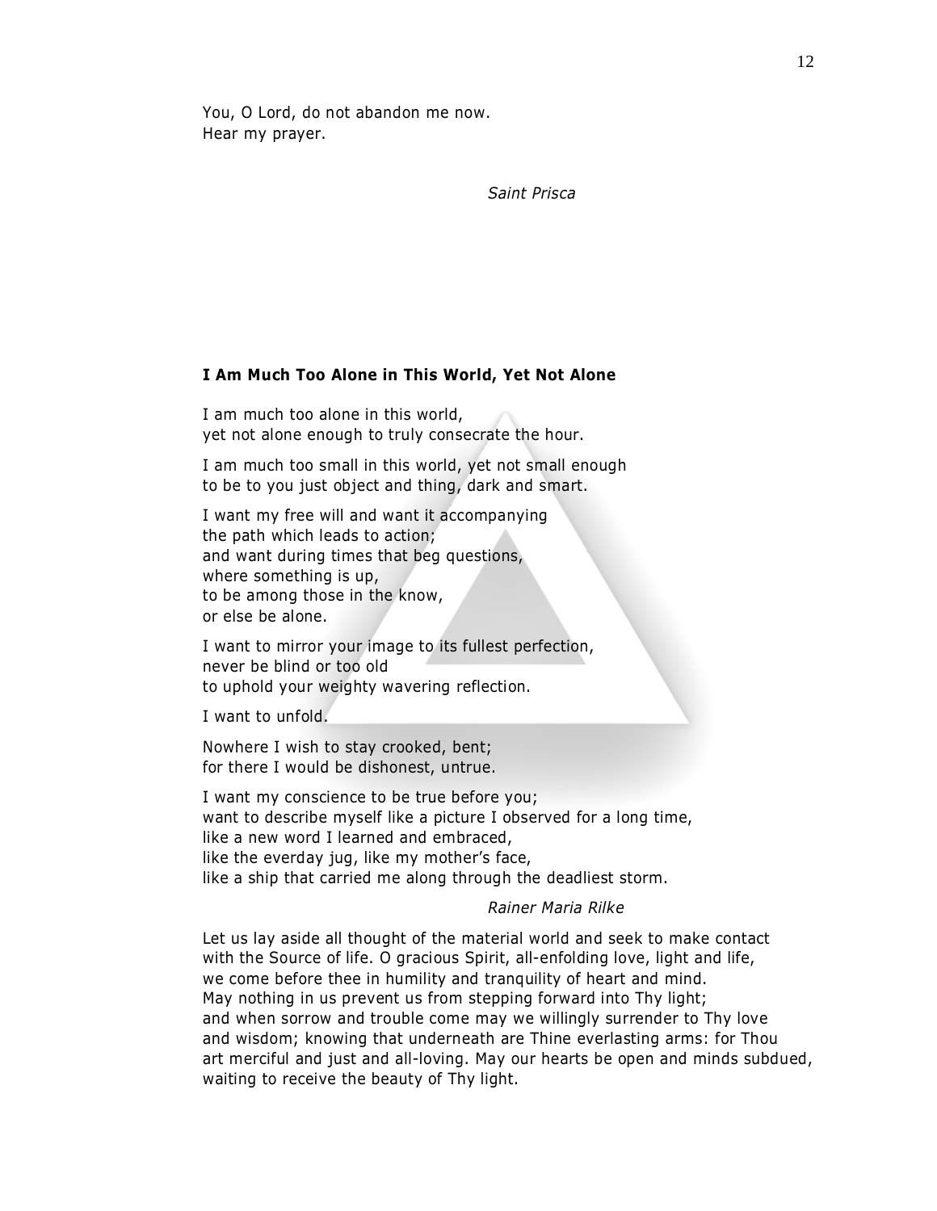You, O Lord, do not abandon me now.
Hear my prayer.

*Saint Prisca*

**I Am Much Too Alone in This World, Yet Not Alone**

I am much too alone in this world,
yet not alone enough to truly consecrate the hour.

I am much too small in this world, yet not small enough
to be to you just object and thing, dark and smart.

I want my free will and want it accompanying
the path which leads to action;
and want during times that beg questions,
where something is up,
to be among those in the know,
or else be alone.

I want to mirror your image to its fullest perfection,
never be blind or too old
to uphold your weighty wavering reflection.

I want to unfold.

Nowhere I wish to stay crooked, bent;
for there I would be dishonest, untrue.

I want my conscience to be true before you;
want to describe myself like a picture I observed for a long time,
like a new word I learned and embraced,
like the everday jug, like my mother's face,
like a ship that carried me along through the deadliest storm.

*Rainer Maria Rilke*

Let us lay aside all thought of the material world and seek to make contact
with the Source of life. O gracious Spirit, all-enfolding love, light and life,
we come before thee in humility and tranquility of heart and mind.
May nothing in us prevent us from stepping forward into Thy light;
and when sorrow and trouble come may we willingly surrender to Thy love
and wisdom; knowing that underneath are Thine everlasting arms: for Thou
art merciful and just and all-loving. May our hearts be open and minds subdued,
waiting to receive the beauty of Thy light.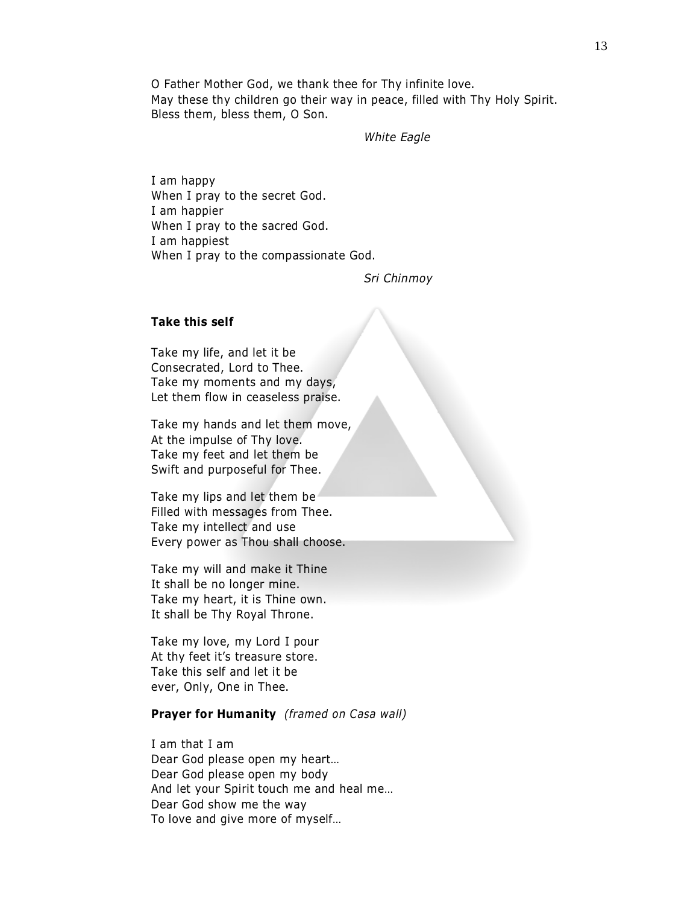O Father Mother God, we thank thee for Thy infinite love.
May these thy children go their way in peace, filled with Thy Holy Spirit.
Bless them, bless them, O Son.

*White Eagle*

I am happy
When I pray to the secret God.
I am happier
When I pray to the sacred God.
I am happiest
When I pray to the compassionate God.

*Sri Chinmoy*

**Take this self**

Take my life, and let it be
Consecrated, Lord to Thee.
Take my moments and my days,
Let them flow in ceaseless praise.

Take my hands and let them move,
At the impulse of Thy love.
Take my feet and let them be
Swift and purposeful for Thee.

Take my lips and let them be
Filled with messages from Thee.
Take my intellect and use
Every power as Thou shall choose.

Take my will and make it Thine
It shall be no longer mine.
Take my heart, it is Thine own.
It shall be Thy Royal Throne.

Take my love, my Lord I pour
At thy feet it's treasure store.
Take this self and let it be
ever, Only, One in Thee.

**Prayer for Humanity** *(framed on Casa wall)*

I am that I am
Dear God please open my heart…
Dear God please open my body
And let your Spirit touch me and heal me…
Dear God show me the way
To love and give more of myself…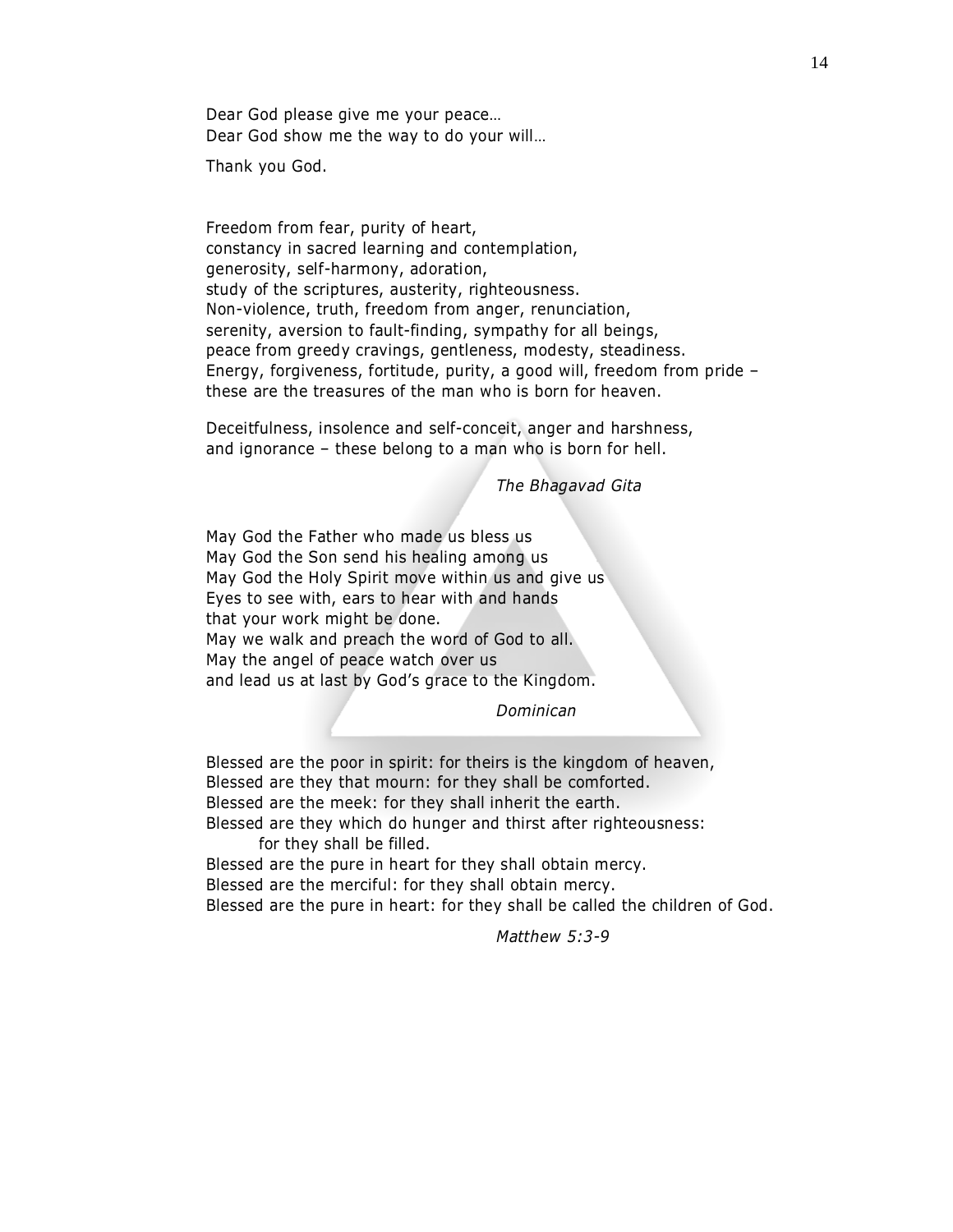Dear God please give me your peace…  
Dear God show me the way to do your will…

Thank you God.

Freedom from fear, purity of heart,  
constancy in sacred learning and contemplation,  
generosity, self-harmony, adoration,  
study of the scriptures, austerity, righteousness.  
Non-violence, truth, freedom from anger, renunciation,  
serenity, aversion to fault-finding, sympathy for all beings,  
peace from greedy cravings, gentleness, modesty, steadiness.  
Energy, forgiveness, fortitude, purity, a good will, freedom from pride –  
these are the treasures of the man who is born for heaven.

Deceitfulness, insolence and self-conceit, anger and harshness,  
and ignorance – these belong to a man who is born for hell.

*The Bhagavad Gita*

May God the Father who made us bless us  
May God the Son send his healing among us  
May God the Holy Spirit move within us and give us  
Eyes to see with, ears to hear with and hands  
that your work might be done.  
May we walk and preach the word of God to all.  
May the angel of peace watch over us  
and lead us at last by God's grace to the Kingdom.

*Dominican*

Blessed are the poor in spirit: for theirs is the kingdom of heaven,  
Blessed are they that mourn: for they shall be comforted.  
Blessed are the meek: for they shall inherit the earth.  
Blessed are they which do hunger and thirst after righteousness:  
    for they shall be filled.  
Blessed are the pure in heart for they shall obtain mercy.  
Blessed are the merciful: for they shall obtain mercy.  
Blessed are the pure in heart: for they shall be called the children of God.

*Matthew 5:3-9*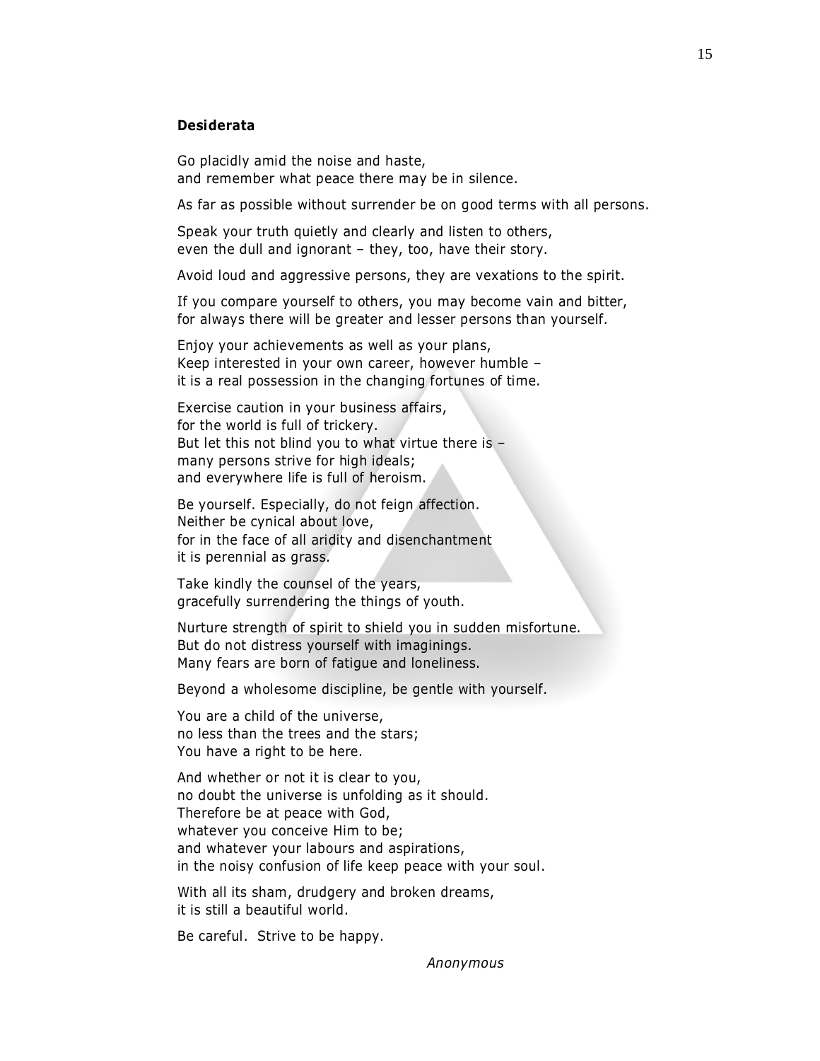**Desiderata**

Go placidly amid the noise and haste,
and remember what peace there may be in silence.

As far as possible without surrender be on good terms with all persons.

Speak your truth quietly and clearly and listen to others,
even the dull and ignorant – they, too, have their story.

Avoid loud and aggressive persons, they are vexations to the spirit.

If you compare yourself to others, you may become vain and bitter,
for always there will be greater and lesser persons than yourself.

Enjoy your achievements as well as your plans,
Keep interested in your own career, however humble –
it is a real possession in the changing fortunes of time.

Exercise caution in your business affairs,
for the world is full of trickery.
But let this not blind you to what virtue there is –
many persons strive for high ideals;
and everywhere life is full of heroism.

Be yourself. Especially, do not feign affection.
Neither be cynical about love,
for in the face of all aridity and disenchantment
it is perennial as grass.

Take kindly the counsel of the years,
gracefully surrendering the things of youth.

Nurture strength of spirit to shield you in sudden misfortune.
But do not distress yourself with imaginings.
Many fears are born of fatigue and loneliness.

Beyond a wholesome discipline, be gentle with yourself.

You are a child of the universe,
no less than the trees and the stars;
You have a right to be here.

And whether or not it is clear to you,
no doubt the universe is unfolding as it should.
Therefore be at peace with God,
whatever you conceive Him to be;
and whatever your labours and aspirations,
in the noisy confusion of life keep peace with your soul.

With all its sham, drudgery and broken dreams,
it is still a beautiful world.

Be careful. Strive to be happy.

*Anonymous*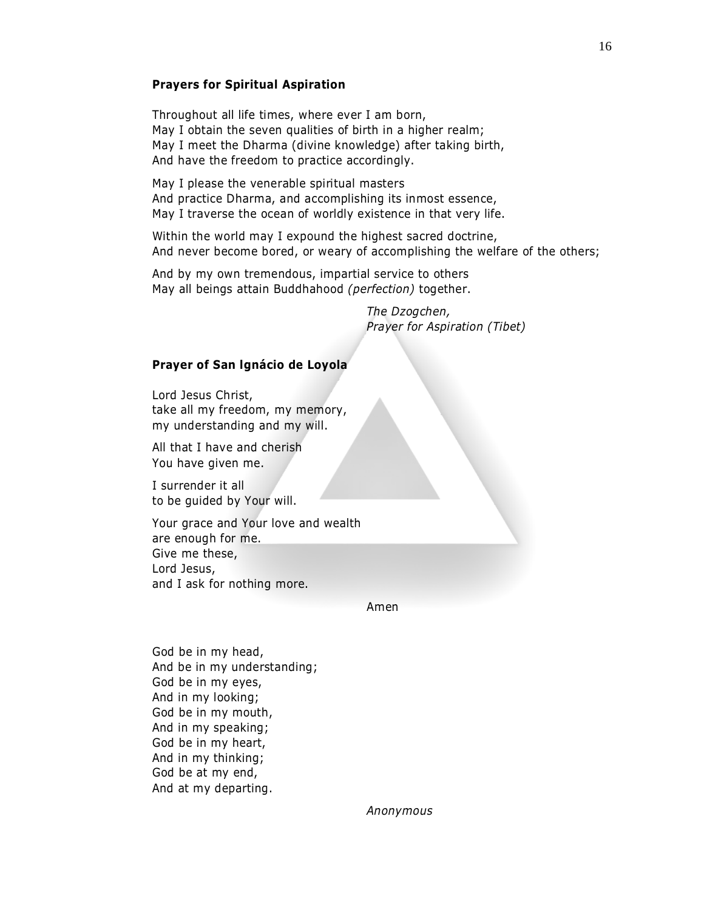### Prayers for Spiritual Aspiration

Throughout all life times, where ever I am born,
May I obtain the seven qualities of birth in a higher realm;
May I meet the Dharma (divine knowledge) after taking birth,
And have the freedom to practice accordingly.

May I please the venerable spiritual masters
And practice Dharma, and accomplishing its inmost essence,
May I traverse the ocean of worldly existence in that very life.

Within the world may I expound the highest sacred doctrine,
And never become bored, or weary of accomplishing the welfare of the others;

And by my own tremendous, impartial service to others
May all beings attain Buddhahood *(perfection)* together.

*The Dzogchen,*
*Prayer for Aspiration (Tibet)*

### Prayer of San Ignácio de Loyola

Lord Jesus Christ,
take all my freedom, my memory,
my understanding and my will.

All that I have and cherish
You have given me.

I surrender it all
to be guided by Your will.

Your grace and Your love and wealth
are enough for me.
Give me these,
Lord Jesus,
and I ask for nothing more.

Amen

God be in my head,
And be in my understanding;
God be in my eyes,
And in my looking;
God be in my mouth,
And in my speaking;
God be in my heart,
And in my thinking;
God be at my end,
And at my departing.

*Anonymous*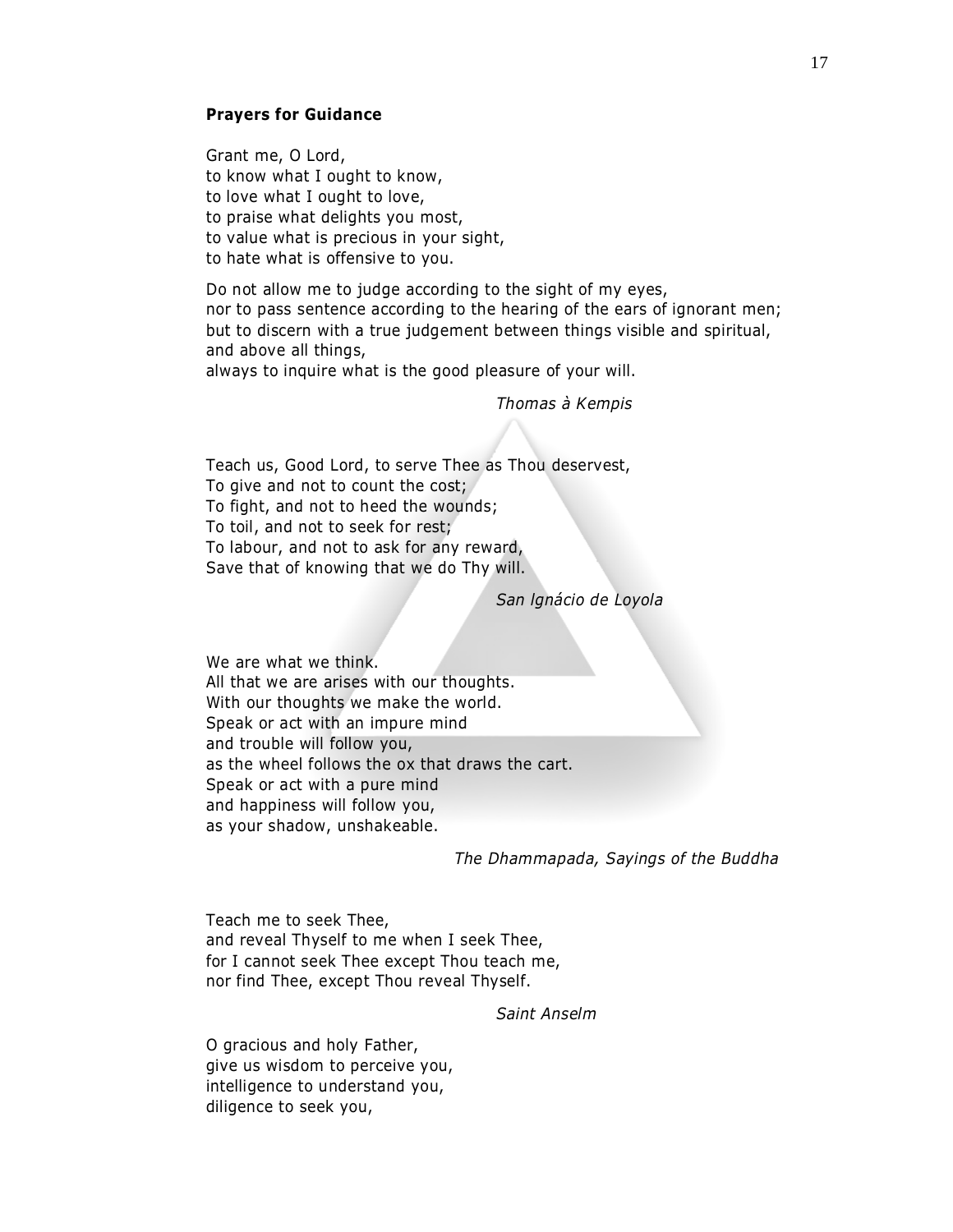**Prayers for Guidance**

Grant me, O Lord,  
to know what I ought to know,  
to love what I ought to love,  
to praise what delights you most,  
to value what is precious in your sight,  
to hate what is offensive to you.

Do not allow me to judge according to the sight of my eyes,  
nor to pass sentence according to the hearing of the ears of ignorant men;  
but to discern with a true judgement between things visible and spiritual,  
and above all things,  
always to inquire what is the good pleasure of your will.

*Thomas à Kempis*

Teach us, Good Lord, to serve Thee as Thou deservest,  
To give and not to count the cost;  
To fight, and not to heed the wounds;  
To toil, and not to seek for rest;  
To labour, and not to ask for any reward,  
Save that of knowing that we do Thy will.

*San Ignácio de Loyola*

We are what we think.  
All that we are arises with our thoughts.  
With our thoughts we make the world.  
Speak or act with an impure mind  
and trouble will follow you,  
as the wheel follows the ox that draws the cart.  
Speak or act with a pure mind  
and happiness will follow you,  
as your shadow, unshakeable.

*The Dhammapada, Sayings of the Buddha*

Teach me to seek Thee,  
and reveal Thyself to me when I seek Thee,  
for I cannot seek Thee except Thou teach me,  
nor find Thee, except Thou reveal Thyself.

*Saint Anselm*

O gracious and holy Father,  
give us wisdom to perceive you,  
intelligence to understand you,  
diligence to seek you,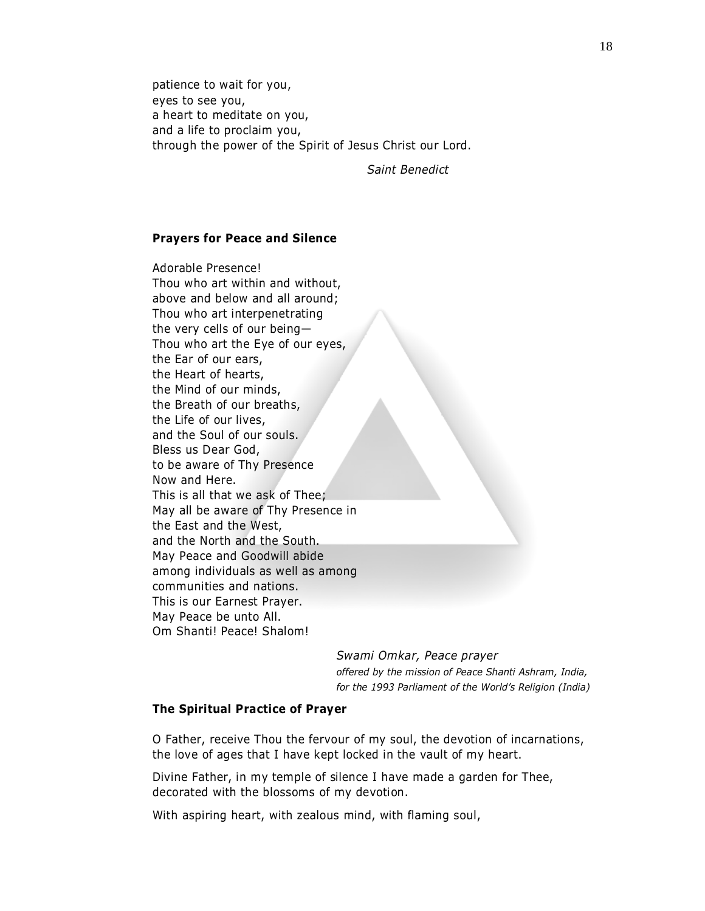patience to wait for you,
eyes to see you,
a heart to meditate on you,
and a life to proclaim you,
through the power of the Spirit of Jesus Christ our Lord.

*Saint Benedict*

**Prayers for Peace and Silence**

Adorable Presence!
Thou who art within and without,
above and below and all around;
Thou who art interpenetrating
the very cells of our being—
Thou who art the Eye of our eyes,
the Ear of our ears,
the Heart of hearts,
the Mind of our minds,
the Breath of our breaths,
the Life of our lives,
and the Soul of our souls.
Bless us Dear God,
to be aware of Thy Presence
Now and Here.
This is all that we ask of Thee;
May all be aware of Thy Presence in
the East and the West,
and the North and the South.
May Peace and Goodwill abide
among individuals as well as among
communities and nations.
This is our Earnest Prayer.
May Peace be unto All.
Om Shanti! Peace! Shalom!

*Swami Omkar, Peace prayer*
*offered by the mission of Peace Shanti Ashram, India, for the 1993 Parliament of the World's Religion (India)*

**The Spiritual Practice of Prayer**

O Father, receive Thou the fervour of my soul, the devotion of incarnations, the love of ages that I have kept locked in the vault of my heart.

Divine Father, in my temple of silence I have made a garden for Thee, decorated with the blossoms of my devotion.

With aspiring heart, with zealous mind, with flaming soul,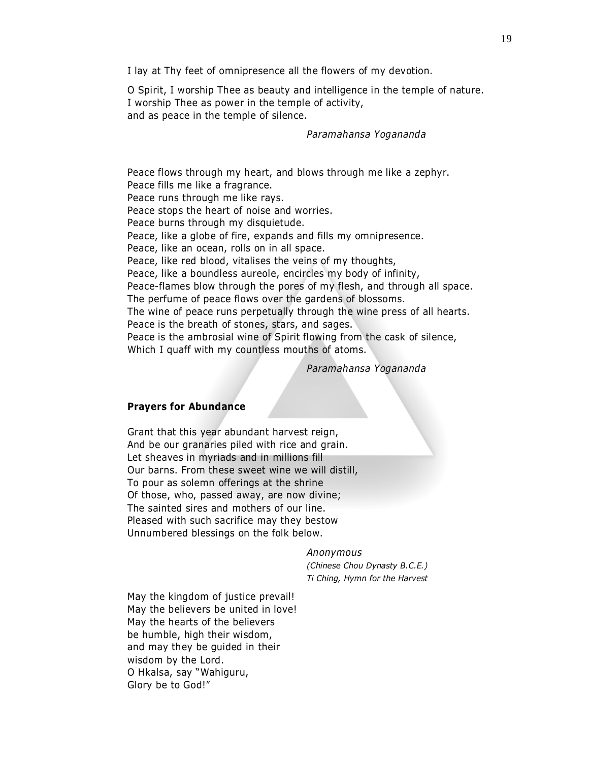I lay at Thy feet of omnipresence all the flowers of my devotion.

O Spirit, I worship Thee as beauty and intelligence in the temple of nature.
I worship Thee as power in the temple of activity,
and as peace in the temple of silence.

*Paramahansa Yogananda*

Peace flows through my heart, and blows through me like a zephyr.
Peace fills me like a fragrance.
Peace runs through me like rays.
Peace stops the heart of noise and worries.
Peace burns through my disquietude.
Peace, like a globe of fire, expands and fills my omnipresence.
Peace, like an ocean, rolls on in all space.
Peace, like red blood, vitalises the veins of my thoughts,
Peace, like a boundless aureole, encircles my body of infinity,
Peace-flames blow through the pores of my flesh, and through all space.
The perfume of peace flows over the gardens of blossoms.
The wine of peace runs perpetually through the wine press of all hearts.
Peace is the breath of stones, stars, and sages.
Peace is the ambrosial wine of Spirit flowing from the cask of silence,
Which I quaff with my countless mouths of atoms.

*Paramahansa Yogananda*

**Prayers for Abundance**

Grant that this year abundant harvest reign,
And be our granaries piled with rice and grain.
Let sheaves in myriads and in millions fill
Our barns. From these sweet wine we will distill,
To pour as solemn offerings at the shrine
Of those, who, passed away, are now divine;
The sainted sires and mothers of our line.
Pleased with such sacrifice may they bestow
Unnumbered blessings on the folk below.

*Anonymous*
*(Chinese Chou Dynasty B.C.E.)*
*Ti Ching, Hymn for the Harvest*

May the kingdom of justice prevail!
May the believers be united in love!
May the hearts of the believers
be humble, high their wisdom,
and may they be guided in their
wisdom by the Lord.
O Hkalsa, say "Wahiguru,
Glory be to God!"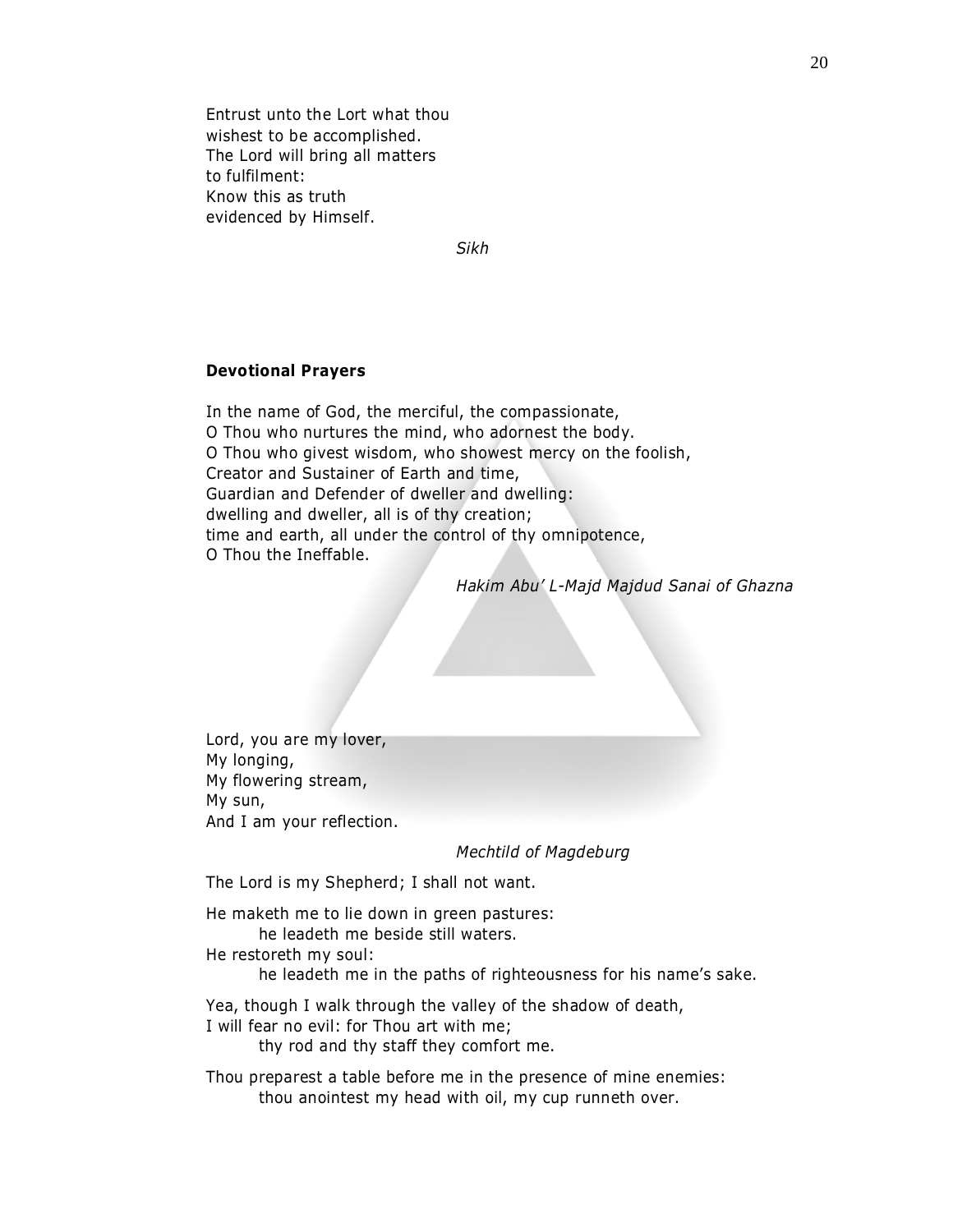Entrust unto the Lort what thou
wishest to be accomplished.
The Lord will bring all matters
to fulfilment:
Know this as truth
evidenced by Himself.

*Sikh*

**Devotional Prayers**

In the name of God, the merciful, the compassionate,
O Thou who nurtures the mind, who adornest the body.
O Thou who givest wisdom, who showest mercy on the foolish,
Creator and Sustainer of Earth and time,
Guardian and Defender of dweller and dwelling:
dwelling and dweller, all is of thy creation;
time and earth, all under the control of thy omnipotence,
O Thou the Ineffable.

*Hakim Abu' L-Majd Majdud Sanai of Ghazna*

Lord, you are my lover,
My longing,
My flowering stream,
My sun,
And I am your reflection.

*Mechtild of Magdeburg*

The Lord is my Shepherd; I shall not want.

He maketh me to lie down in green pastures:
he leadeth me beside still waters.
He restoreth my soul:
he leadeth me in the paths of righteousness for his name's sake.

Yea, though I walk through the valley of the shadow of death,
I will fear no evil: for Thou art with me;
thy rod and thy staff they comfort me.

Thou preparest a table before me in the presence of mine enemies:
thou anointest my head with oil, my cup runneth over.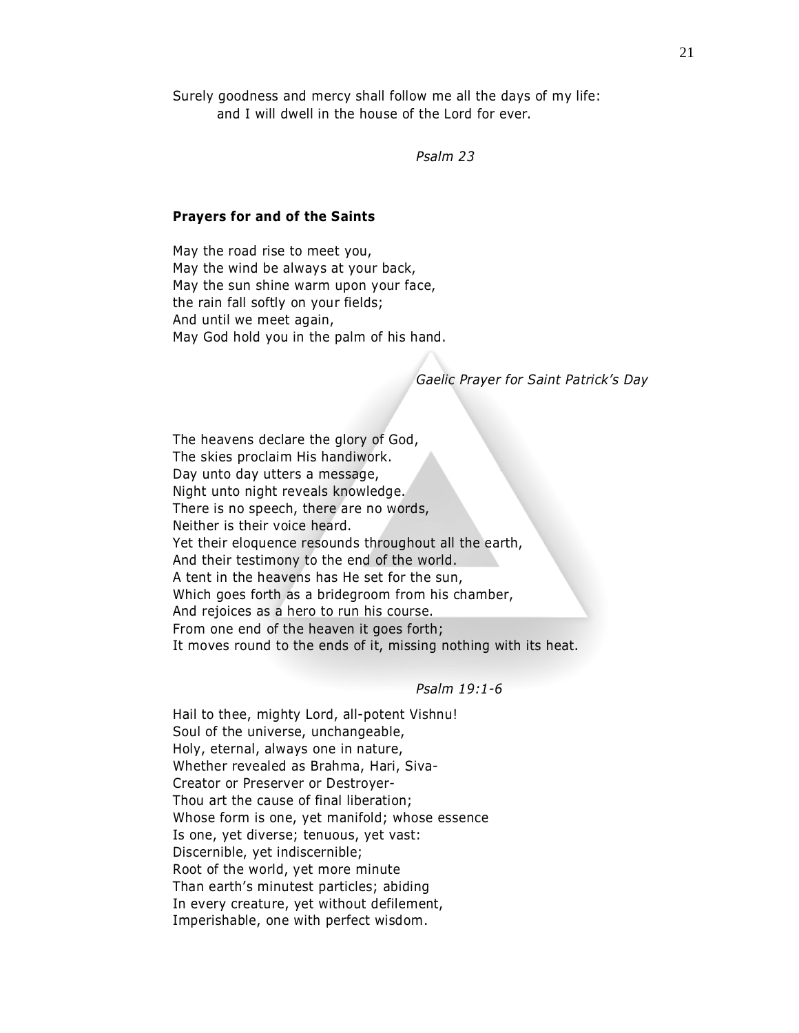Surely goodness and mercy shall follow me all the days of my life:
and I will dwell in the house of the Lord for ever.

*Psalm 23*

**Prayers for and of the Saints**

May the road rise to meet you,
May the wind be always at your back,
May the sun shine warm upon your face,
the rain fall softly on your fields;
And until we meet again,
May God hold you in the palm of his hand.

*Gaelic Prayer for Saint Patrick's Day*

The heavens declare the glory of God,
The skies proclaim His handiwork.
Day unto day utters a message,
Night unto night reveals knowledge.
There is no speech, there are no words,
Neither is their voice heard.
Yet their eloquence resounds throughout all the earth,
And their testimony to the end of the world.
A tent in the heavens has He set for the sun,
Which goes forth as a bridegroom from his chamber,
And rejoices as a hero to run his course.
From one end of the heaven it goes forth;
It moves round to the ends of it, missing nothing with its heat.

*Psalm 19:1-6*

Hail to thee, mighty Lord, all-potent Vishnu!
Soul of the universe, unchangeable,
Holy, eternal, always one in nature,
Whether revealed as Brahma, Hari, Siva-
Creator or Preserver or Destroyer-
Thou art the cause of final liberation;
Whose form is one, yet manifold; whose essence
Is one, yet diverse; tenuous, yet vast:
Discernible, yet indiscernible;
Root of the world, yet more minute
Than earth's minutest particles; abiding
In every creature, yet without defilement,
Imperishable, one with perfect wisdom.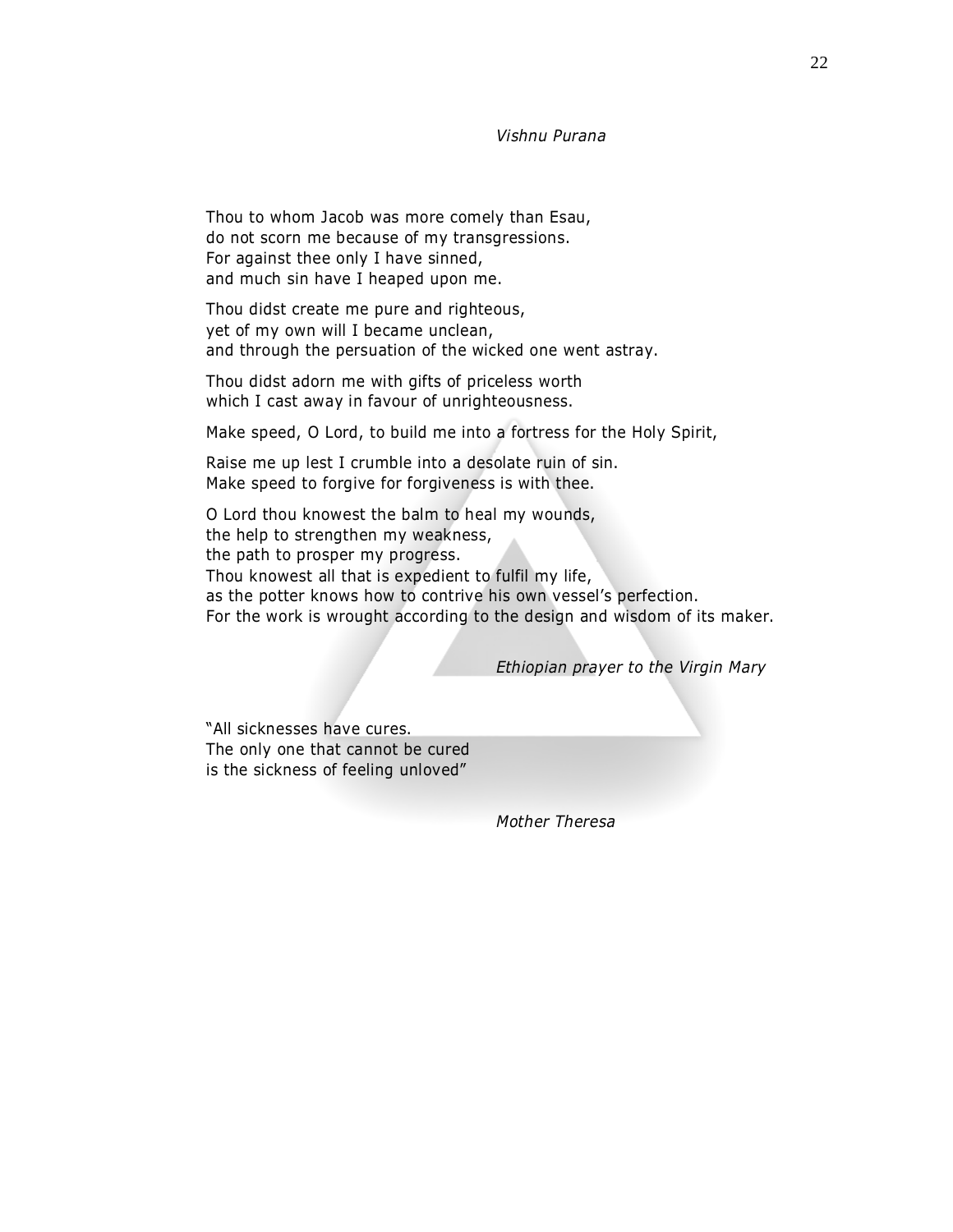*Vishnu Purana*

Thou to whom Jacob was more comely than Esau,
do not scorn me because of my transgressions.
For against thee only I have sinned,
and much sin have I heaped upon me.

Thou didst create me pure and righteous,
yet of my own will I became unclean,
and through the persuation of the wicked one went astray.

Thou didst adorn me with gifts of priceless worth
which I cast away in favour of unrighteousness.

Make speed, O Lord, to build me into a fortress for the Holy Spirit,

Raise me up lest I crumble into a desolate ruin of sin.
Make speed to forgive for forgiveness is with thee.

O Lord thou knowest the balm to heal my wounds,
the help to strengthen my weakness,
the path to prosper my progress.
Thou knowest all that is expedient to fulfil my life,
as the potter knows how to contrive his own vessel's perfection.
For the work is wrought according to the design and wisdom of its maker.

*Ethiopian prayer to the Virgin Mary*

"All sicknesses have cures.
The only one that cannot be cured
is the sickness of feeling unloved"

*Mother Theresa*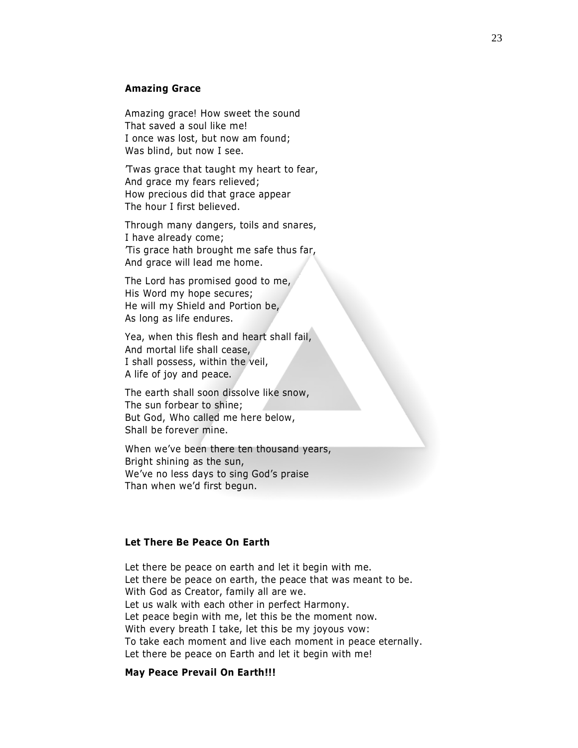### Amazing Grace

Amazing grace! How sweet the sound
That saved a soul like me!
I once was lost, but now am found;
Was blind, but now I see.

'Twas grace that taught my heart to fear,
And grace my fears relieved;
How precious did that grace appear
The hour I first believed.

Through many dangers, toils and snares,
I have already come;
'Tis grace hath brought me safe thus far,
And grace will lead me home.

The Lord has promised good to me,
His Word my hope secures;
He will my Shield and Portion be,
As long as life endures.

Yea, when this flesh and heart shall fail,
And mortal life shall cease,
I shall possess, within the veil,
A life of joy and peace.

The earth shall soon dissolve like snow,
The sun forbear to shine;
But God, Who called me here below,
Shall be forever mine.

When we've been there ten thousand years,
Bright shining as the sun,
We've no less days to sing God's praise
Than when we'd first begun.

### Let There Be Peace On Earth

Let there be peace on earth and let it begin with me.
Let there be peace on earth, the peace that was meant to be.
With God as Creator, family all are we.
Let us walk with each other in perfect Harmony.
Let peace begin with me, let this be the moment now.
With every breath I take, let this be my joyous vow:
To take each moment and live each moment in peace eternally.
Let there be peace on Earth and let it begin with me!

**May Peace Prevail On Earth!!!**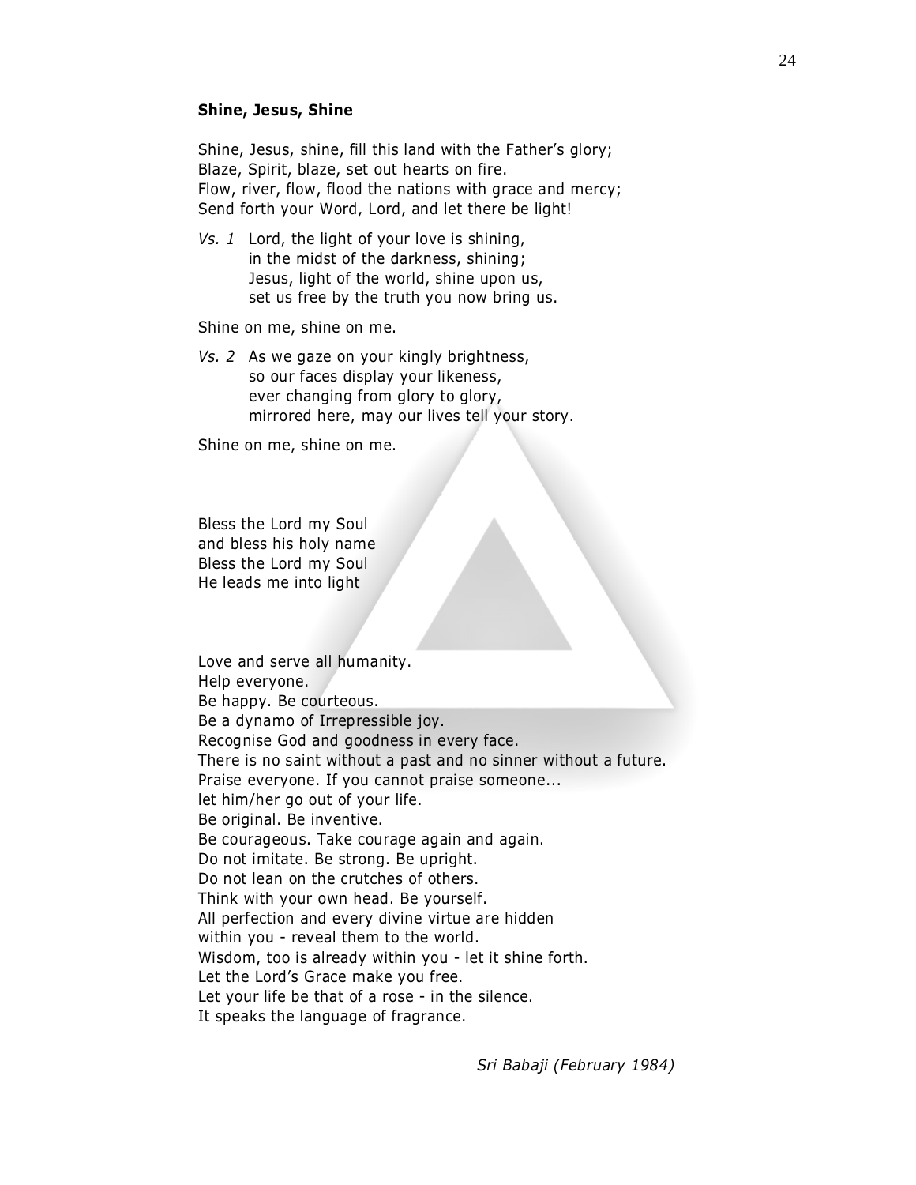### Shine, Jesus, Shine

Shine, Jesus, shine, fill this land with the Father's glory;
Blaze, Spirit, blaze, set out hearts on fire.
Flow, river, flow, flood the nations with grace and mercy;
Send forth your Word, Lord, and let there be light!

*Vs. 1* Lord, the light of your love is shining,
in the midst of the darkness, shining;
Jesus, light of the world, shine upon us,
set us free by the truth you now bring us.

Shine on me, shine on me.

*Vs. 2* As we gaze on your kingly brightness,
so our faces display your likeness,
ever changing from glory to glory,
mirrored here, may our lives tell your story.

Shine on me, shine on me.

Bless the Lord my Soul
and bless his holy name
Bless the Lord my Soul
He leads me into light

Love and serve all humanity.
Help everyone.
Be happy. Be courteous.
Be a dynamo of Irrepressible joy.
Recognise God and goodness in every face.
There is no saint without a past and no sinner without a future.
Praise everyone. If you cannot praise someone...
let him/her go out of your life.
Be original. Be inventive.
Be courageous. Take courage again and again.
Do not imitate. Be strong. Be upright.
Do not lean on the crutches of others.
Think with your own head. Be yourself.
All perfection and every divine virtue are hidden
within you - reveal them to the world.
Wisdom, too is already within you - let it shine forth.
Let the Lord's Grace make you free.
Let your life be that of a rose - in the silence.
It speaks the language of fragrance.

*Sri Babaji (February 1984)*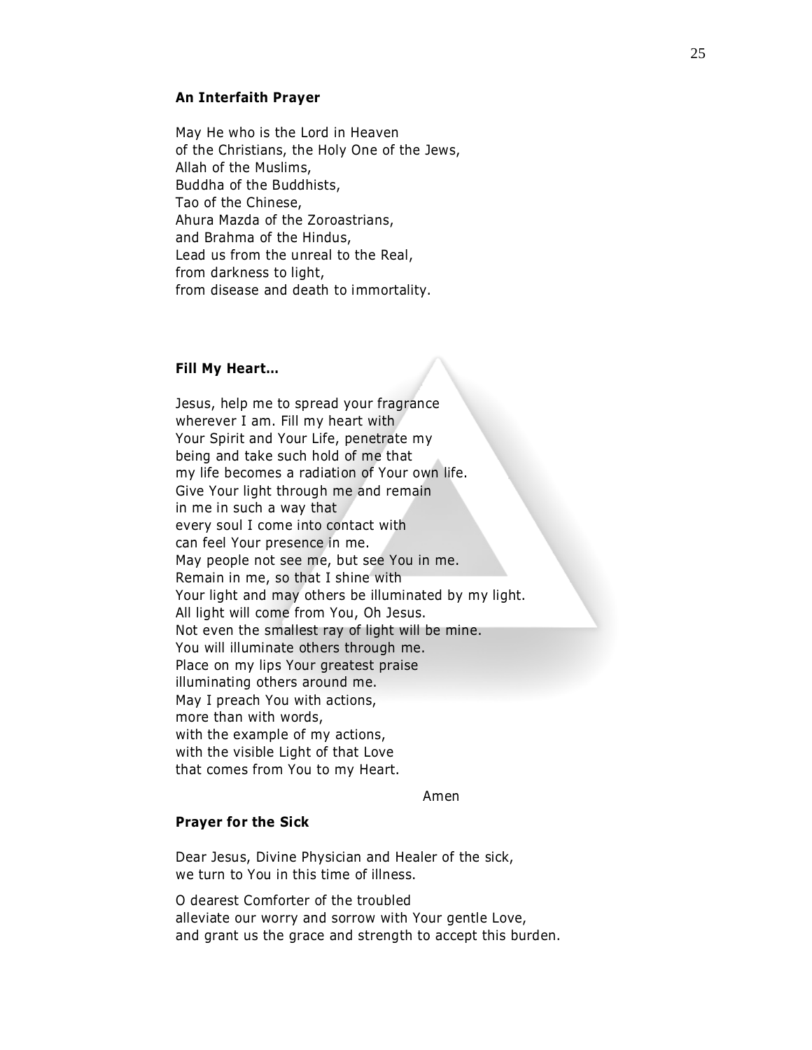### **An Interfaith Prayer**

May He who is the Lord in Heaven
of the Christians, the Holy One of the Jews,
Allah of the Muslims,
Buddha of the Buddhists,
Tao of the Chinese,
Ahura Mazda of the Zoroastrians,
and Brahma of the Hindus,
Lead us from the unreal to the Real,
from darkness to light,
from disease and death to immortality.

### **Fill My Heart…**

Jesus, help me to spread your fragrance
wherever I am. Fill my heart with
Your Spirit and Your Life, penetrate my
being and take such hold of me that
my life becomes a radiation of Your own life.
Give Your light through me and remain
in me in such a way that
every soul I come into contact with
can feel Your presence in me.
May people not see me, but see You in me.
Remain in me, so that I shine with
Your light and may others be illuminated by my light.
All light will come from You, Oh Jesus.
Not even the smallest ray of light will be mine.
You will illuminate others through me.
Place on my lips Your greatest praise
illuminating others around me.
May I preach You with actions,
more than with words,
with the example of my actions,
with the visible Light of that Love
that comes from You to my Heart.

Amen

### **Prayer for the Sick**

Dear Jesus, Divine Physician and Healer of the sick,
we turn to You in this time of illness.

O dearest Comforter of the troubled
alleviate our worry and sorrow with Your gentle Love,
and grant us the grace and strength to accept this burden.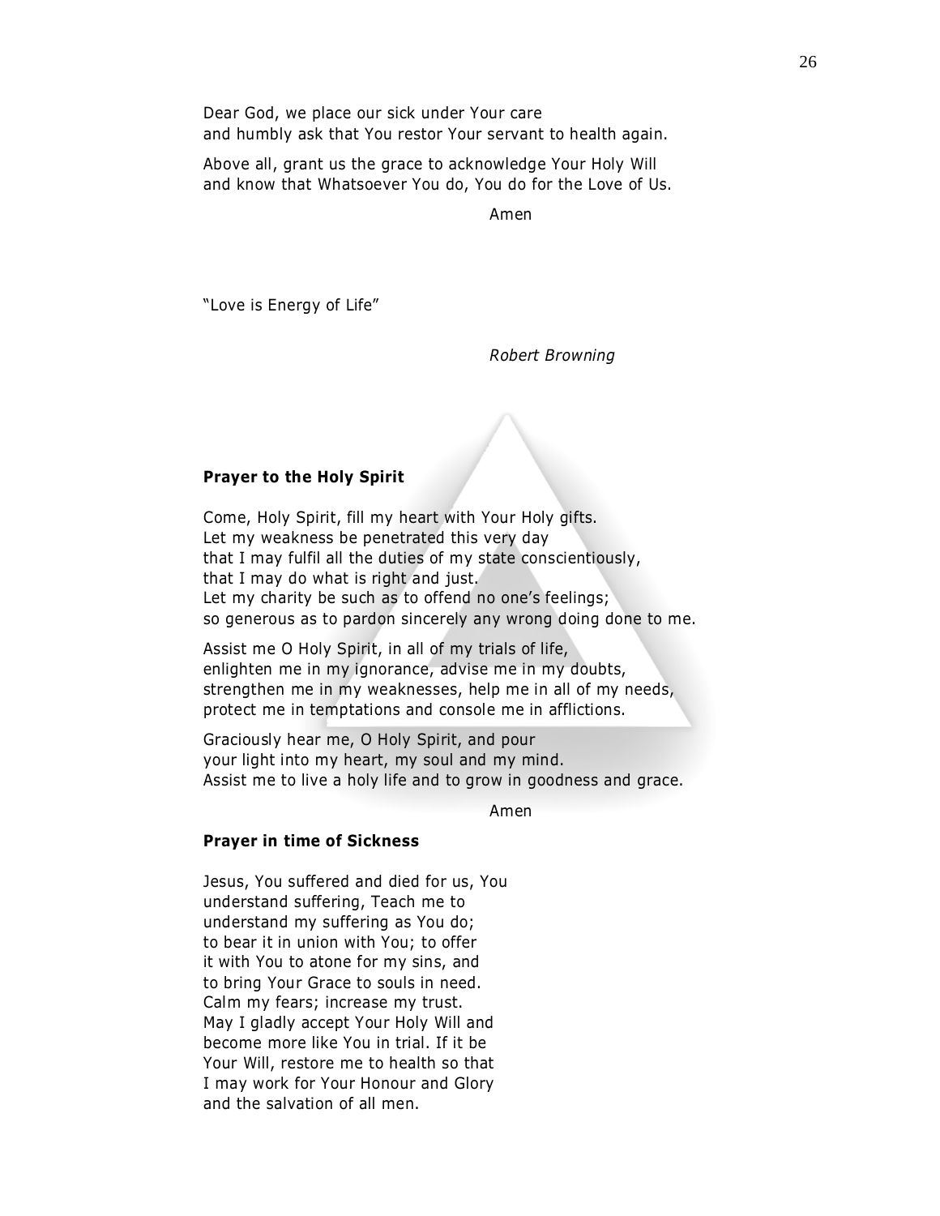Dear God, we place our sick under Your care
and humbly ask that You restor Your servant to health again.

Above all, grant us the grace to acknowledge Your Holy Will
and know that Whatsoever You do, You do for the Love of Us.

Amen

“Love is Energy of Life”

*Robert Browning*

**Prayer to the Holy Spirit**

Come, Holy Spirit, fill my heart with Your Holy gifts.
Let my weakness be penetrated this very day
that I may fulfil all the duties of my state conscientiously,
that I may do what is right and just.
Let my charity be such as to offend no one’s feelings;
so generous as to pardon sincerely any wrong doing done to me.

Assist me O Holy Spirit, in all of my trials of life,
enlighten me in my ignorance, advise me in my doubts,
strengthen me in my weaknesses, help me in all of my needs,
protect me in temptations and console me in afflictions.

Graciously hear me, O Holy Spirit, and pour
your light into my heart, my soul and my mind.
Assist me to live a holy life and to grow in goodness and grace.

Amen

**Prayer in time of Sickness**

Jesus, You suffered and died for us, You
understand suffering, Teach me to
understand my suffering as You do;
to bear it in union with You; to offer
it with You to atone for my sins, and
to bring Your Grace to souls in need.
Calm my fears; increase my trust.
May I gladly accept Your Holy Will and
become more like You in trial. If it be
Your Will, restore me to health so that
I may work for Your Honour and Glory
and the salvation of all men.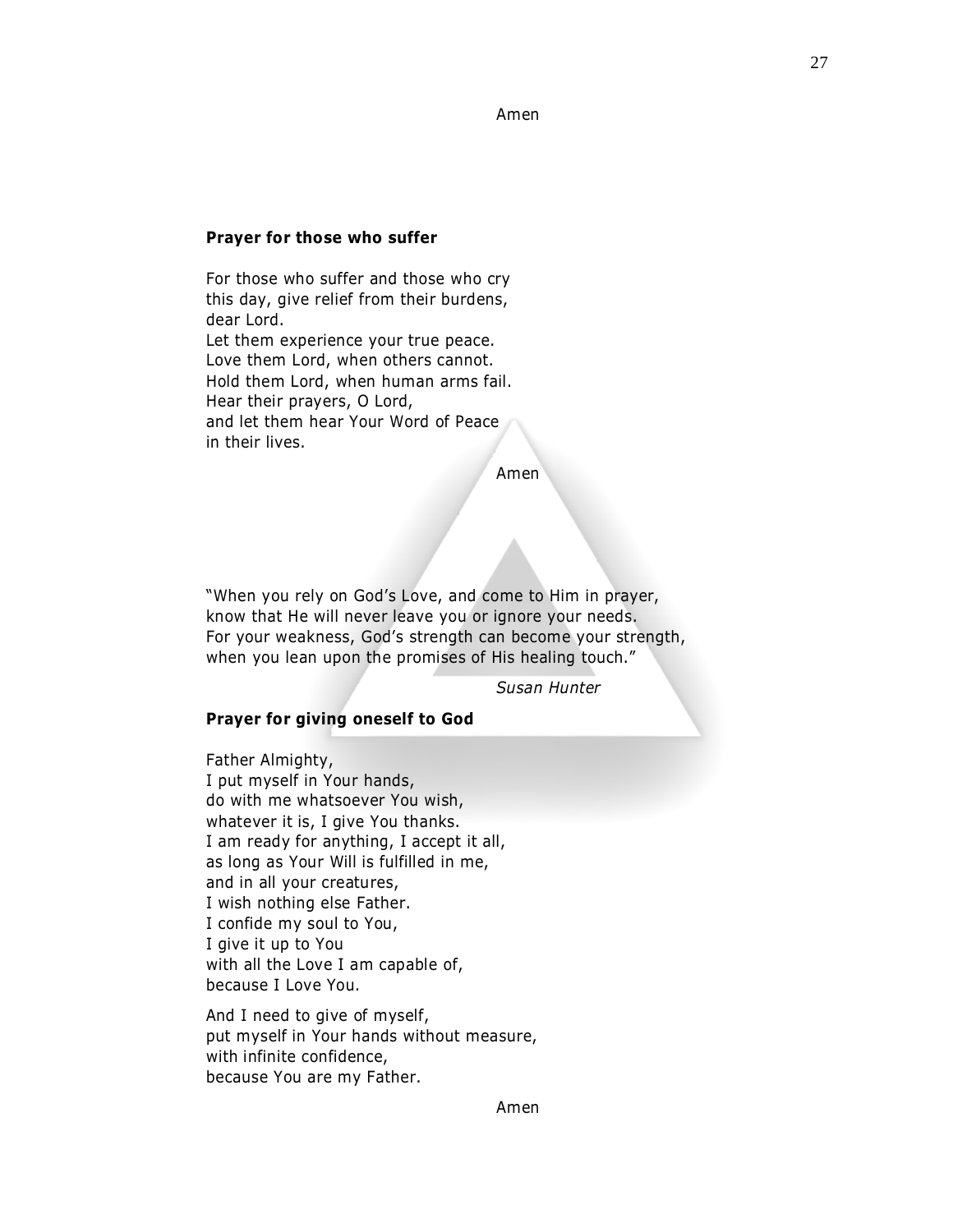Amen

**Prayer for those who suffer**

For those who suffer and those who cry
this day, give relief from their burdens,
dear Lord.
Let them experience your true peace.
Love them Lord, when others cannot.
Hold them Lord, when human arms fail.
Hear their prayers, O Lord,
and let them hear Your Word of Peace
in their lives.

Amen

"When you rely on God's Love, and come to Him in prayer,
know that He will never leave you or ignore your needs.
For your weakness, God's strength can become your strength,
when you lean upon the promises of His healing touch."

*Susan Hunter*

**Prayer for giving oneself to God**

Father Almighty,
I put myself in Your hands,
do with me whatsoever You wish,
whatever it is, I give You thanks.
I am ready for anything, I accept it all,
as long as Your Will is fulfilled in me,
and in all your creatures,
I wish nothing else Father.
I confide my soul to You,
I give it up to You
with all the Love I am capable of,
because I Love You.

And I need to give of myself,
put myself in Your hands without measure,
with infinite confidence,
because You are my Father.

Amen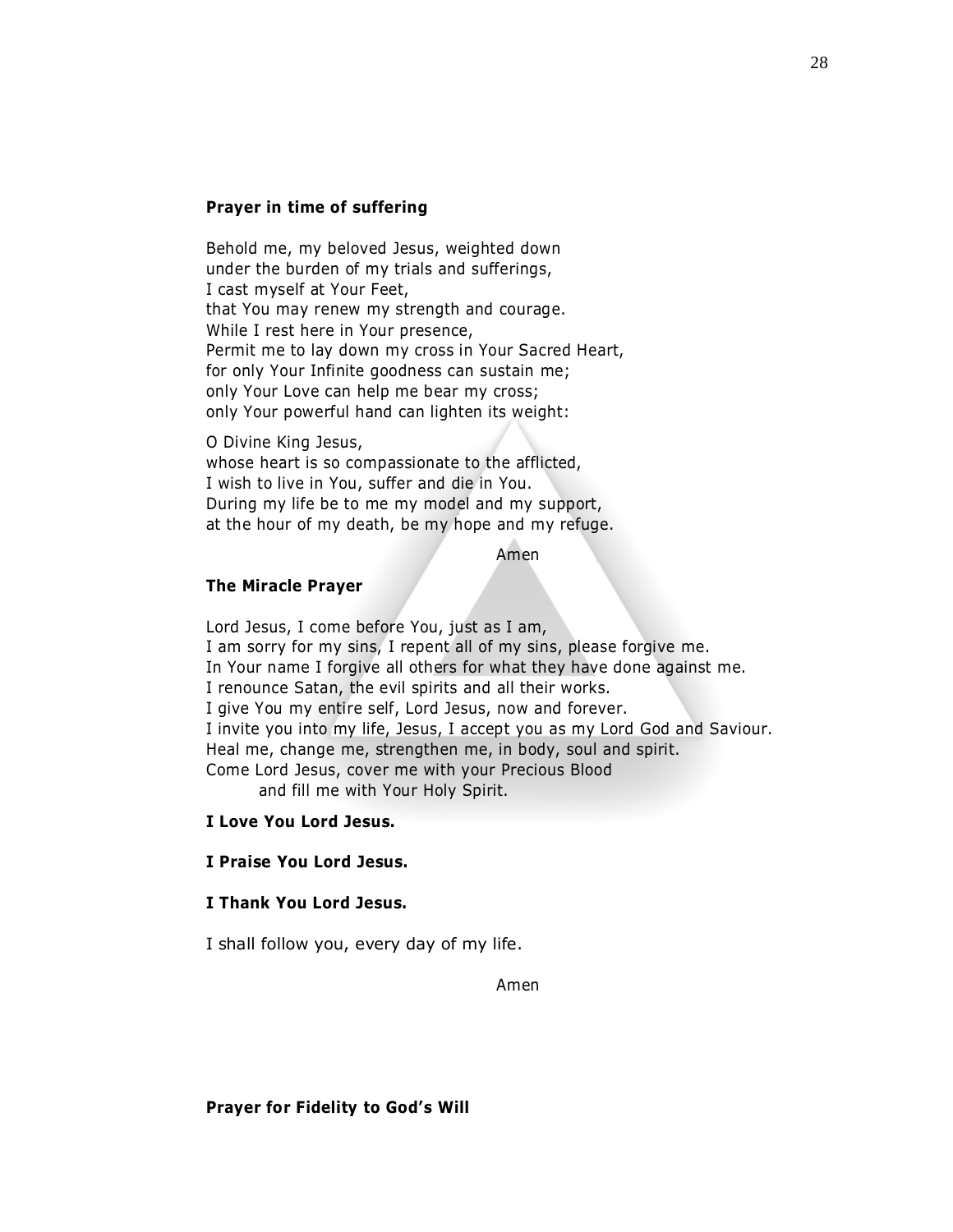**Prayer in time of suffering**

Behold me, my beloved Jesus, weighted down  
under the burden of my trials and sufferings,  
I cast myself at Your Feet,  
that You may renew my strength and courage.  
While I rest here in Your presence,  
Permit me to lay down my cross in Your Sacred Heart,  
for only Your Infinite goodness can sustain me;  
only Your Love can help me bear my cross;  
only Your powerful hand can lighten its weight:

O Divine King Jesus,  
whose heart is so compassionate to the afflicted,  
I wish to live in You, suffer and die in You.  
During my life be to me my model and my support,  
at the hour of my death, be my hope and my refuge.

Amen

**The Miracle Prayer**

Lord Jesus, I come before You, just as I am,  
I am sorry for my sins, I repent all of my sins, please forgive me.  
In Your name I forgive all others for what they have done against me.  
I renounce Satan, the evil spirits and all their works.  
I give You my entire self, Lord Jesus, now and forever.  
I invite you into my life, Jesus, I accept you as my Lord God and Saviour.  
Heal me, change me, strengthen me, in body, soul and spirit.  
Come Lord Jesus, cover me with your Precious Blood  
and fill me with Your Holy Spirit.

**I Love You Lord Jesus.**

**I Praise You Lord Jesus.**

**I Thank You Lord Jesus.**

I shall follow you, every day of my life.

Amen

**Prayer for Fidelity to God's Will**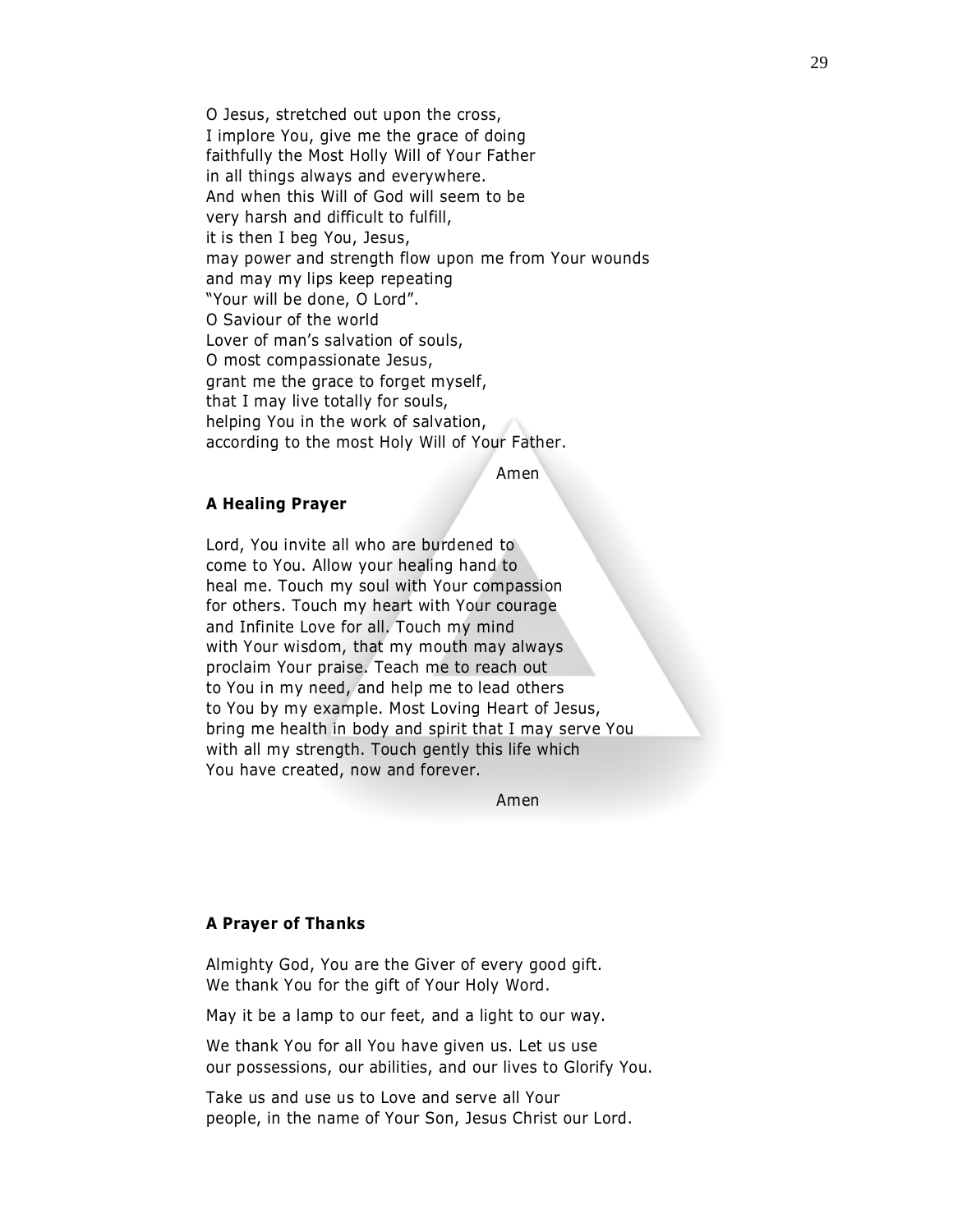O Jesus, stretched out upon the cross,
I implore You, give me the grace of doing
faithfully the Most Holly Will of Your Father
in all things always and everywhere.
And when this Will of God will seem to be
very harsh and difficult to fulfill,
it is then I beg You, Jesus,
may power and strength flow upon me from Your wounds
and may my lips keep repeating
"Your will be done, O Lord".
O Saviour of the world
Lover of man's salvation of souls,
O most compassionate Jesus,
grant me the grace to forget myself,
that I may live totally for souls,
helping You in the work of salvation,
according to the most Holy Will of Your Father.

Amen

**A Healing Prayer**

Lord, You invite all who are burdened to
come to You. Allow your healing hand to
heal me. Touch my soul with Your compassion
for others. Touch my heart with Your courage
and Infinite Love for all. Touch my mind
with Your wisdom, that my mouth may always
proclaim Your praise. Teach me to reach out
to You in my need, and help me to lead others
to You by my example. Most Loving Heart of Jesus,
bring me health in body and spirit that I may serve You
with all my strength. Touch gently this life which
You have created, now and forever.

Amen

**A Prayer of Thanks**

Almighty God, You are the Giver of every good gift.
We thank You for the gift of Your Holy Word.

May it be a lamp to our feet, and a light to our way.

We thank You for all You have given us. Let us use
our possessions, our abilities, and our lives to Glorify You.

Take us and use us to Love and serve all Your
people, in the name of Your Son, Jesus Christ our Lord.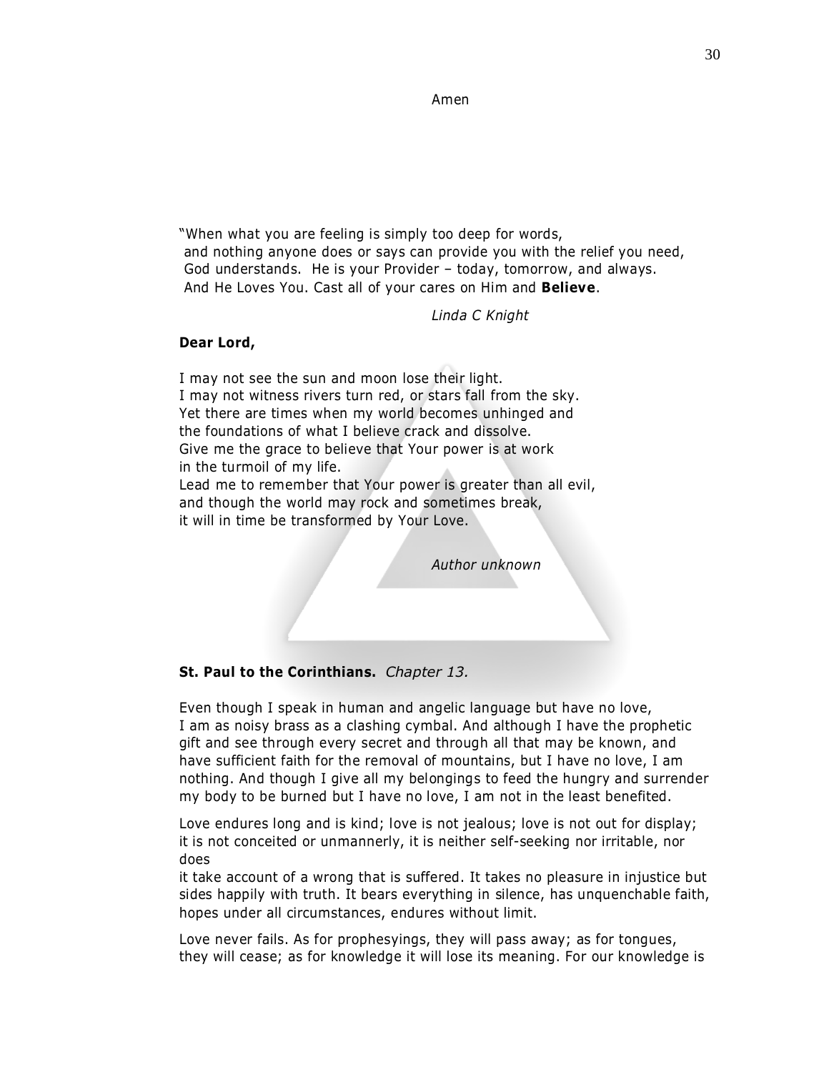Amen

"When what you are feeling is simply too deep for words,
and nothing anyone does or says can provide you with the relief you need,
God understands. He is your Provider – today, tomorrow, and always.
And He Loves You. Cast all of your cares on Him and **Believe**.

*Linda C Knight*

**Dear Lord,**

I may not see the sun and moon lose their light.
I may not witness rivers turn red, or stars fall from the sky.
Yet there are times when my world becomes unhinged and
the foundations of what I believe crack and dissolve.
Give me the grace to believe that Your power is at work
in the turmoil of my life.
Lead me to remember that Your power is greater than all evil,
and though the world may rock and sometimes break,
it will in time be transformed by Your Love.

*Author unknown*

**St. Paul to the Corinthians.** *Chapter 13.*

Even though I speak in human and angelic language but have no love, I am as noisy brass as a clashing cymbal. And although I have the prophetic gift and see through every secret and through all that may be known, and have sufficient faith for the removal of mountains, but I have no love, I am nothing. And though I give all my belongings to feed the hungry and surrender my body to be burned but I have no love, I am not in the least benefited.

Love endures long and is kind; love is not jealous; love is not out for display; it is not conceited or unmannerly, it is neither self-seeking nor irritable, nor does
it take account of a wrong that is suffered. It takes no pleasure in injustice but sides happily with truth. It bears everything in silence, has unquenchable faith, hopes under all circumstances, endures without limit.

Love never fails. As for prophesyings, they will pass away; as for tongues, they will cease; as for knowledge it will lose its meaning. For our knowledge is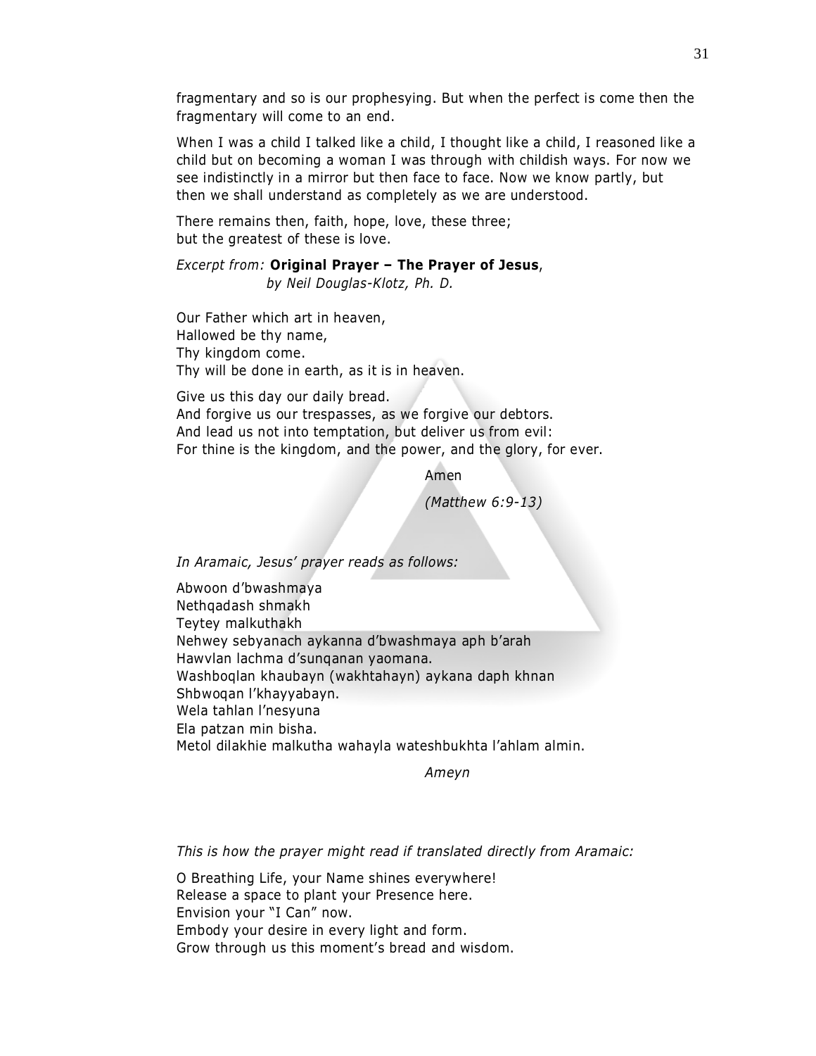fragmentary and so is our prophesying. But when the perfect is come then the fragmentary will come to an end.

When I was a child I talked like a child, I thought like a child, I reasoned like a child but on becoming a woman I was through with childish ways. For now we see indistinctly in a mirror but then face to face. Now we know partly, but then we shall understand as completely as we are understood.

There remains then, faith, hope, love, these three;
but the greatest of these is love.

*Excerpt from:* **Original Prayer – The Prayer of Jesus**,
*by Neil Douglas-Klotz, Ph. D.*

Our Father which art in heaven,
Hallowed be thy name,
Thy kingdom come.
Thy will be done in earth, as it is in heaven.

Give us this day our daily bread.
And forgive us our trespasses, as we forgive our debtors.
And lead us not into temptation, but deliver us from evil:
For thine is the kingdom, and the power, and the glory, for ever.

Amen

*(Matthew 6:9-13)*

*In Aramaic, Jesus' prayer reads as follows:*

Abwoon d'bwashmaya
Nethqadash shmakh
Teytey malkuthakh
Nehwey sebyanach aykanna d'bwashmaya aph b'arah
Hawvlan lachma d'sunqanan yaomana.
Washboqlan khaubayn (wakhtahayn) aykana daph khnan
Shbwoqan l'khayyabayn.
Wela tahlan l'nesyuna
Ela patzan min bisha.
Metol dilakhie malkutha wahayla wateshbukhta l'ahlam almin.

*Ameyn*

*This is how the prayer might read if translated directly from Aramaic:*

O Breathing Life, your Name shines everywhere!
Release a space to plant your Presence here.
Envision your "I Can" now.
Embody your desire in every light and form.
Grow through us this moment's bread and wisdom.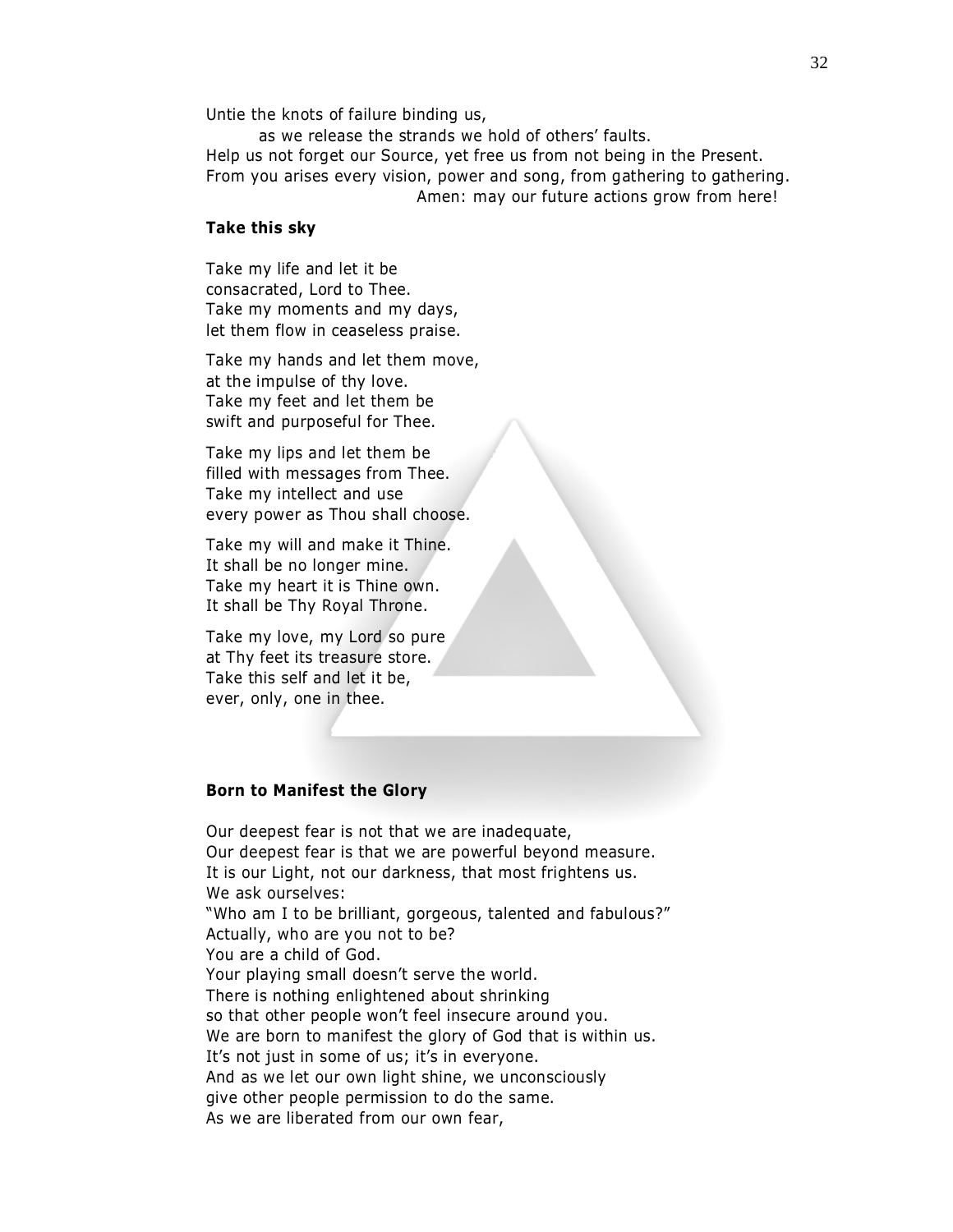Untie the knots of failure binding us,
as we release the strands we hold of others' faults.
Help us not forget our Source, yet free us from not being in the Present.
From you arises every vision, power and song, from gathering to gathering.
Amen: may our future actions grow from here!

**Take this sky**

Take my life and let it be
consacrated, Lord to Thee.
Take my moments and my days,
let them flow in ceaseless praise.

Take my hands and let them move,
at the impulse of thy love.
Take my feet and let them be
swift and purposeful for Thee.

Take my lips and let them be
filled with messages from Thee.
Take my intellect and use
every power as Thou shall choose.

Take my will and make it Thine.
It shall be no longer mine.
Take my heart it is Thine own.
It shall be Thy Royal Throne.

Take my love, my Lord so pure
at Thy feet its treasure store.
Take this self and let it be,
ever, only, one in thee.

**Born to Manifest the Glory**

Our deepest fear is not that we are inadequate,
Our deepest fear is that we are powerful beyond measure.
It is our Light, not our darkness, that most frightens us.
We ask ourselves:
"Who am I to be brilliant, gorgeous, talented and fabulous?"
Actually, who are you not to be?
You are a child of God.
Your playing small doesn't serve the world.
There is nothing enlightened about shrinking
so that other people won't feel insecure around you.
We are born to manifest the glory of God that is within us.
It's not just in some of us; it's in everyone.
And as we let our own light shine, we unconsciously
give other people permission to do the same.
As we are liberated from our own fear,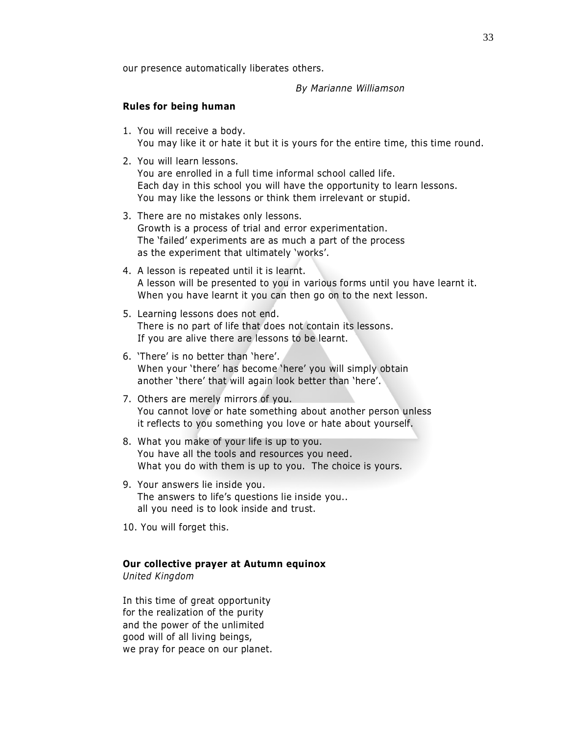our presence automatically liberates others.

*By Marianne Williamson*

**Rules for being human**

1. You will receive a body.
   You may like it or hate it but it is yours for the entire time, this time round.
2. You will learn lessons.
   You are enrolled in a full time informal school called life.
   Each day in this school you will have the opportunity to learn lessons.
   You may like the lessons or think them irrelevant or stupid.
3. There are no mistakes only lessons.
   Growth is a process of trial and error experimentation.
   The 'failed' experiments are as much a part of the process
   as the experiment that ultimately 'works'.
4. A lesson is repeated until it is learnt.
   A lesson will be presented to you in various forms until you have learnt it.
   When you have learnt it you can then go on to the next lesson.
5. Learning lessons does not end.
   There is no part of life that does not contain its lessons.
   If you are alive there are lessons to be learnt.
6. 'There' is no better than 'here'.
   When your 'there' has become 'here' you will simply obtain
   another 'there' that will again look better than 'here'.
7. Others are merely mirrors of you.
   You cannot love or hate something about another person unless
   it reflects to you something you love or hate about yourself.
8. What you make of your life is up to you.
   You have all the tools and resources you need.
   What you do with them is up to you. The choice is yours.
9. Your answers lie inside you.
   The answers to life's questions lie inside you..
   all you need is to look inside and trust.
10. You will forget this.

**Our collective prayer at Autumn equinox**
*United Kingdom*

In this time of great opportunity
for the realization of the purity
and the power of the unlimited
good will of all living beings,
we pray for peace on our planet.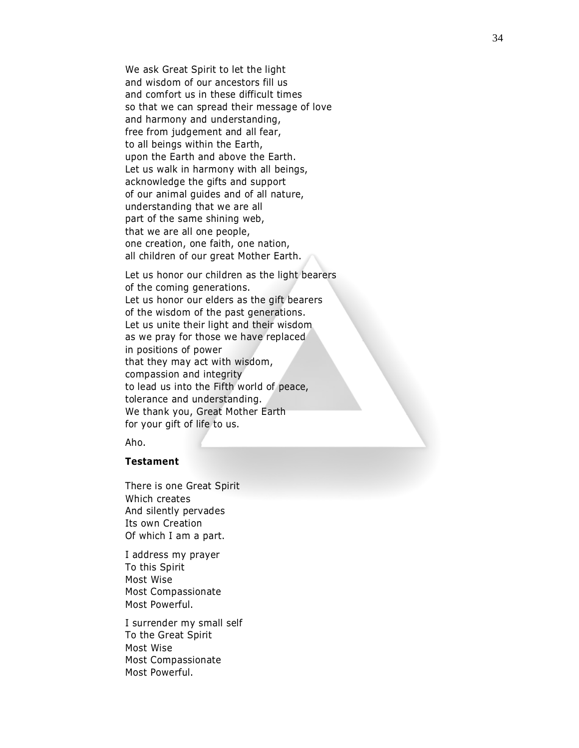We ask Great Spirit to let the light
and wisdom of our ancestors fill us
and comfort us in these difficult times
so that we can spread their message of love
and harmony and understanding,
free from judgement and all fear,
to all beings within the Earth,
upon the Earth and above the Earth.
Let us walk in harmony with all beings,
acknowledge the gifts and support
of our animal guides and of all nature,
understanding that we are all
part of the same shining web,
that we are all one people,
one creation, one faith, one nation,
all children of our great Mother Earth.

Let us honor our children as the light bearers
of the coming generations.
Let us honor our elders as the gift bearers
of the wisdom of the past generations.
Let us unite their light and their wisdom
as we pray for those we have replaced
in positions of power
that they may act with wisdom,
compassion and integrity
to lead us into the Fifth world of peace,
tolerance and understanding.
We thank you, Great Mother Earth
for your gift of life to us.

Aho.

**Testament**

There is one Great Spirit
Which creates
And silently pervades
Its own Creation
Of which I am a part.

I address my prayer
To this Spirit
Most Wise
Most Compassionate
Most Powerful.

I surrender my small self
To the Great Spirit
Most Wise
Most Compassionate
Most Powerful.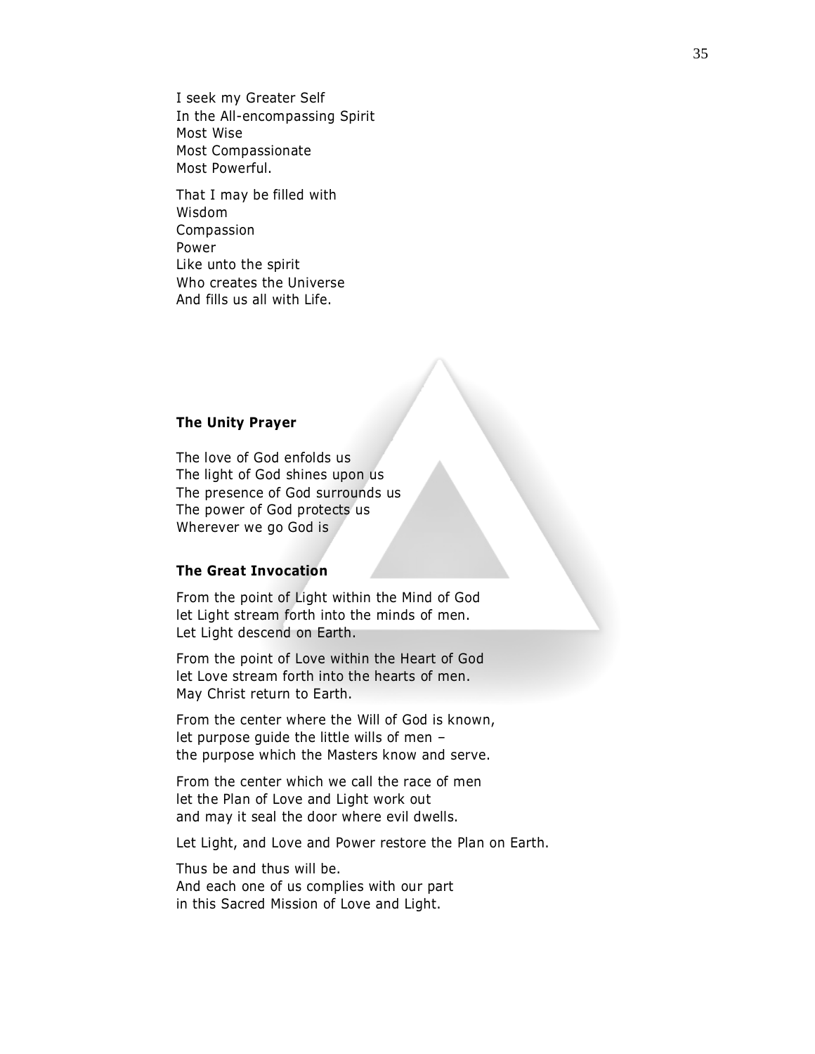I seek my Greater Self
In the All-encompassing Spirit
Most Wise
Most Compassionate
Most Powerful.

That I may be filled with
Wisdom
Compassion
Power
Like unto the spirit
Who creates the Universe
And fills us all with Life.

**The Unity Prayer**

The love of God enfolds us
The light of God shines upon us
The presence of God surrounds us
The power of God protects us
Wherever we go God is

**The Great Invocation**

From the point of Light within the Mind of God
let Light stream forth into the minds of men.
Let Light descend on Earth.

From the point of Love within the Heart of God
let Love stream forth into the hearts of men.
May Christ return to Earth.

From the center where the Will of God is known,
let purpose guide the little wills of men –
the purpose which the Masters know and serve.

From the center which we call the race of men
let the Plan of Love and Light work out
and may it seal the door where evil dwells.

Let Light, and Love and Power restore the Plan on Earth.

Thus be and thus will be.
And each one of us complies with our part
in this Sacred Mission of Love and Light.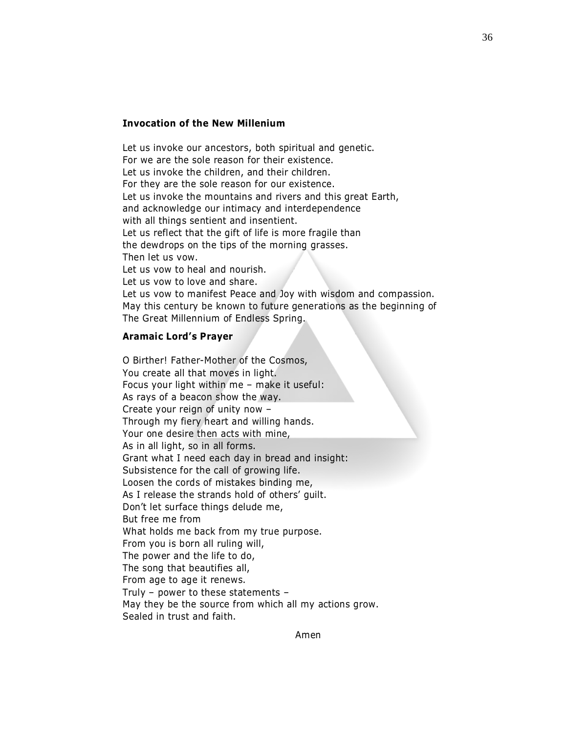**Invocation of the New Millenium**

Let us invoke our ancestors, both spiritual and genetic.
For we are the sole reason for their existence.
Let us invoke the children, and their children.
For they are the sole reason for our existence.
Let us invoke the mountains and rivers and this great Earth,
and acknowledge our intimacy and interdependence
with all things sentient and insentient.
Let us reflect that the gift of life is more fragile than
the dewdrops on the tips of the morning grasses.
Then let us vow.
Let us vow to heal and nourish.
Let us vow to love and share.
Let us vow to manifest Peace and Joy with wisdom and compassion.
May this century be known to future generations as the beginning of
The Great Millennium of Endless Spring.

**Aramaic Lord's Prayer**

O Birther! Father-Mother of the Cosmos,
You create all that moves in light.
Focus your light within me – make it useful:
As rays of a beacon show the way.
Create your reign of unity now –
Through my fiery heart and willing hands.
Your one desire then acts with mine,
As in all light, so in all forms.
Grant what I need each day in bread and insight:
Subsistence for the call of growing life.
Loosen the cords of mistakes binding me,
As I release the strands hold of others' guilt.
Don't let surface things delude me,
But free me from
What holds me back from my true purpose.
From you is born all ruling will,
The power and the life to do,
The song that beautifies all,
From age to age it renews.
Truly – power to these statements –
May they be the source from which all my actions grow.
Sealed in trust and faith.

Amen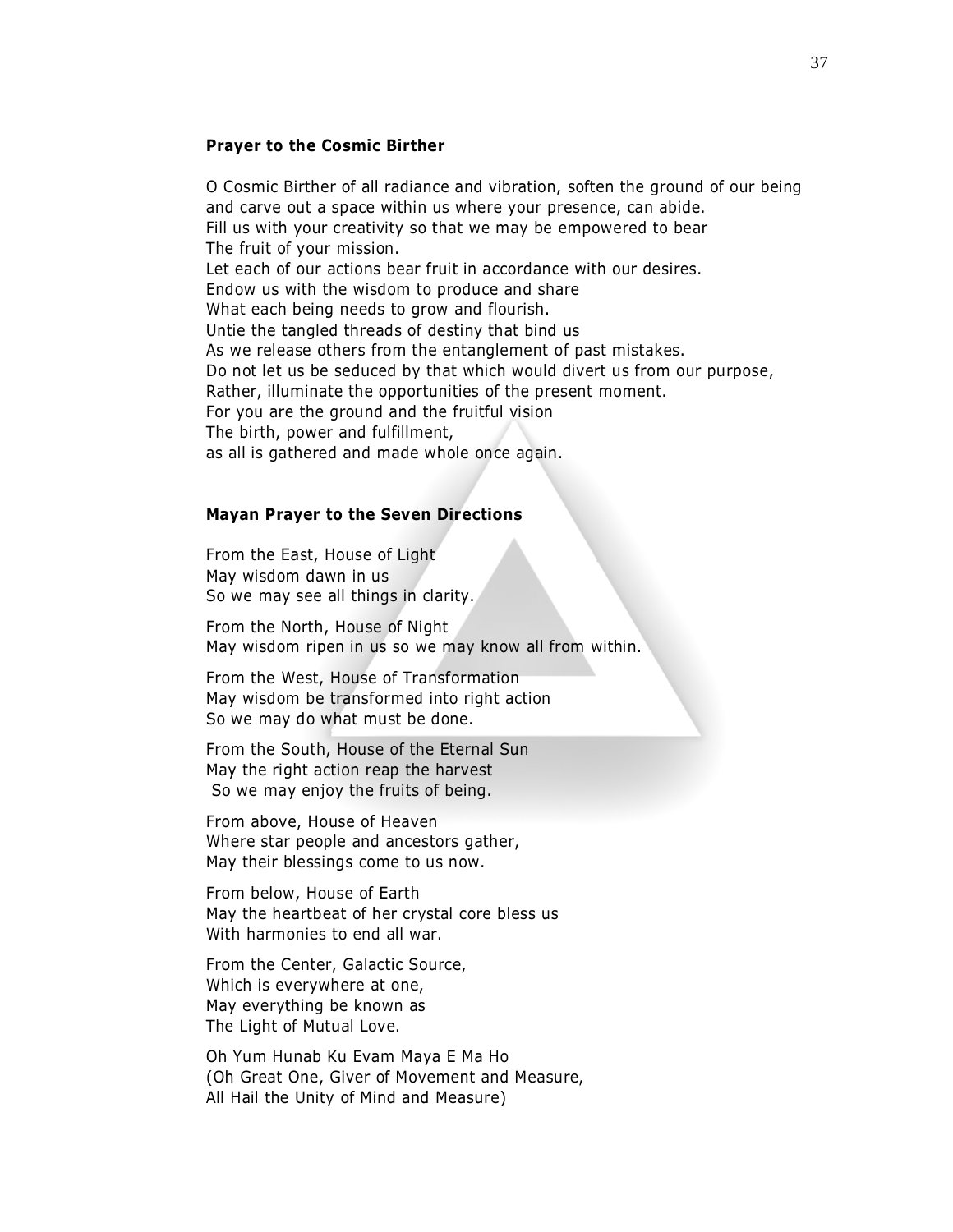**Prayer to the Cosmic Birther**

O Cosmic Birther of all radiance and vibration, soften the ground of our being and carve out a space within us where your presence, can abide.
Fill us with your creativity so that we may be empowered to bear
The fruit of your mission.
Let each of our actions bear fruit in accordance with our desires.
Endow us with the wisdom to produce and share
What each being needs to grow and flourish.
Untie the tangled threads of destiny that bind us
As we release others from the entanglement of past mistakes.
Do not let us be seduced by that which would divert us from our purpose,
Rather, illuminate the opportunities of the present moment.
For you are the ground and the fruitful vision
The birth, power and fulfillment,
as all is gathered and made whole once again.

**Mayan Prayer to the Seven Directions**

From the East, House of Light
May wisdom dawn in us
So we may see all things in clarity.

From the North, House of Night
May wisdom ripen in us so we may know all from within.

From the West, House of Transformation
May wisdom be transformed into right action
So we may do what must be done.

From the South, House of the Eternal Sun
May the right action reap the harvest
So we may enjoy the fruits of being.

From above, House of Heaven
Where star people and ancestors gather,
May their blessings come to us now.

From below, House of Earth
May the heartbeat of her crystal core bless us
With harmonies to end all war.

From the Center, Galactic Source,
Which is everywhere at one,
May everything be known as
The Light of Mutual Love.

Oh Yum Hunab Ku Evam Maya E Ma Ho
(Oh Great One, Giver of Movement and Measure,
All Hail the Unity of Mind and Measure)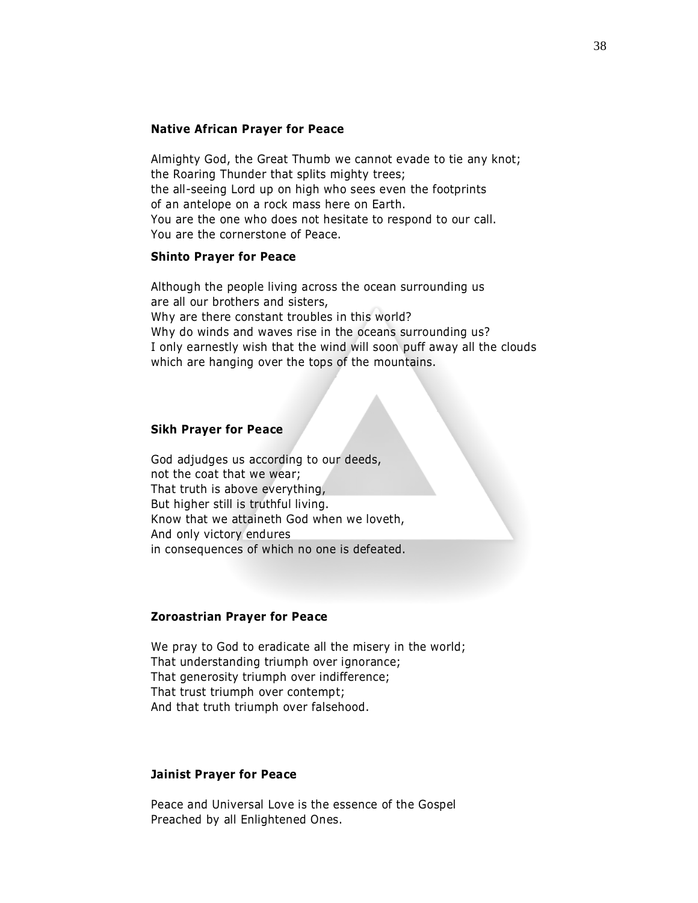**Native African Prayer for Peace**

Almighty God, the Great Thumb we cannot evade to tie any knot;
the Roaring Thunder that splits mighty trees;
the all-seeing Lord up on high who sees even the footprints
of an antelope on a rock mass here on Earth.
You are the one who does not hesitate to respond to our call.
You are the cornerstone of Peace.

**Shinto Prayer for Peace**

Although the people living across the ocean surrounding us
are all our brothers and sisters,
Why are there constant troubles in this world?
Why do winds and waves rise in the oceans surrounding us?
I only earnestly wish that the wind will soon puff away all the clouds
which are hanging over the tops of the mountains.

**Sikh Prayer for Peace**

God adjudges us according to our deeds,
not the coat that we wear;
That truth is above everything,
But higher still is truthful living.
Know that we attaineth God when we loveth,
And only victory endures
in consequences of which no one is defeated.

**Zoroastrian Prayer for Peace**

We pray to God to eradicate all the misery in the world;
That understanding triumph over ignorance;
That generosity triumph over indifference;
That trust triumph over contempt;
And that truth triumph over falsehood.

**Jainist Prayer for Peace**

Peace and Universal Love is the essence of the Gospel
Preached by all Enlightened Ones.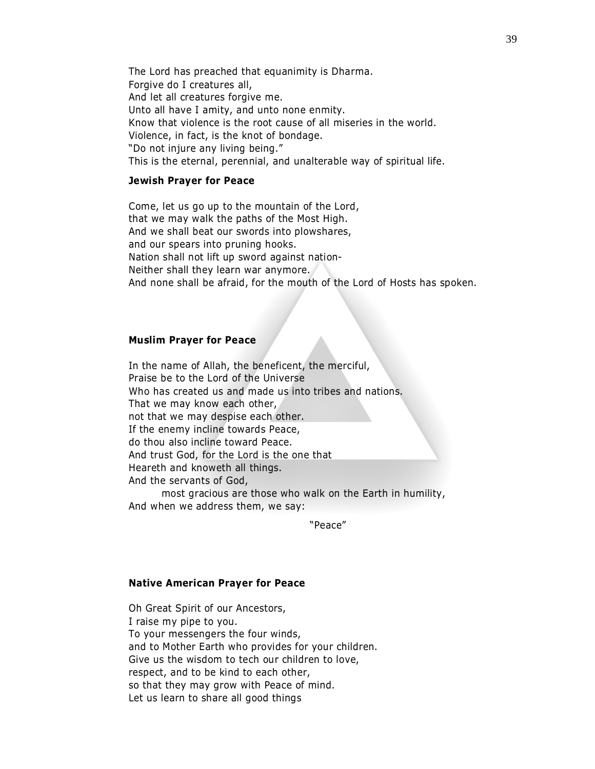The Lord has preached that equanimity is Dharma.
Forgive do I creatures all,
And let all creatures forgive me.
Unto all have I amity, and unto none enmity.
Know that violence is the root cause of all miseries in the world.
Violence, in fact, is the knot of bondage.
"Do not injure any living being."
This is the eternal, perennial, and unalterable way of spiritual life.

**Jewish Prayer for Peace**

Come, let us go up to the mountain of the Lord,
that we may walk the paths of the Most High.
And we shall beat our swords into plowshares,
and our spears into pruning hooks.
Nation shall not lift up sword against nation-
Neither shall they learn war anymore.
And none shall be afraid, for the mouth of the Lord of Hosts has spoken.

**Muslim Prayer for Peace**

In the name of Allah, the beneficent, the merciful,
Praise be to the Lord of the Universe
Who has created us and made us into tribes and nations.
That we may know each other,
not that we may despise each other.
If the enemy incline towards Peace,
do thou also incline toward Peace.
And trust God, for the Lord is the one that
Heareth and knoweth all things.
And the servants of God,
most gracious are those who walk on the Earth in humility,
And when we address them, we say:

"Peace"

**Native American Prayer for Peace**

Oh Great Spirit of our Ancestors,
I raise my pipe to you.
To your messengers the four winds,
and to Mother Earth who provides for your children.
Give us the wisdom to tech our children to love,
respect, and to be kind to each other,
so that they may grow with Peace of mind.
Let us learn to share all good things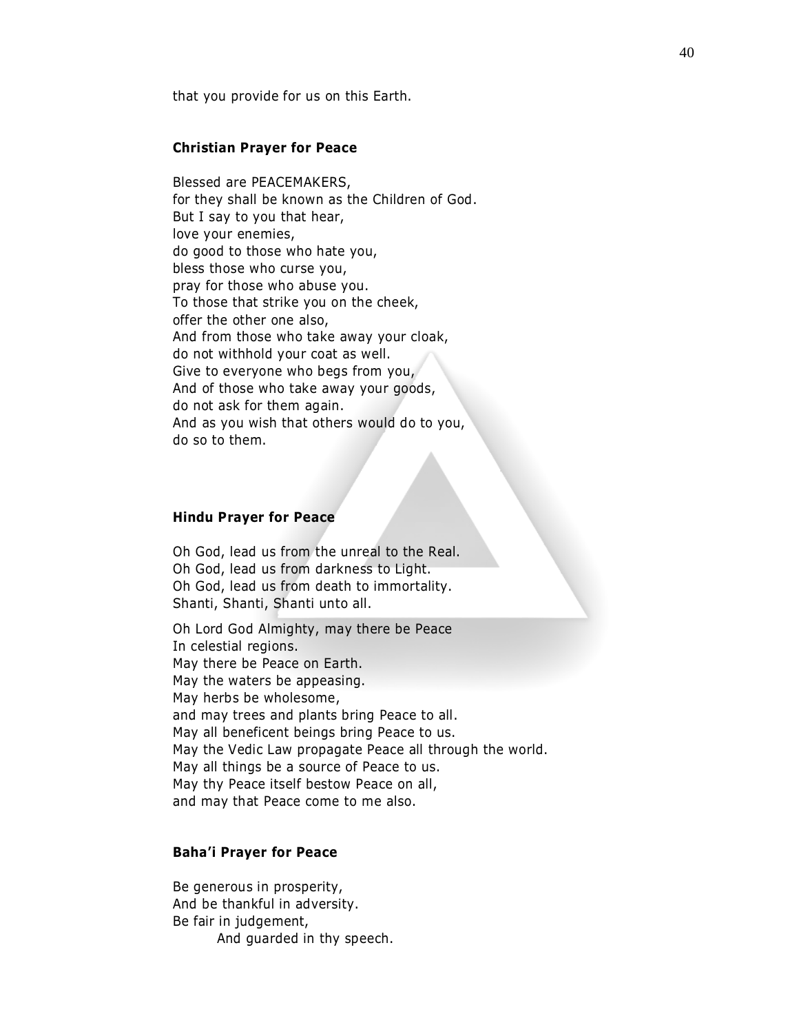that you provide for us on this Earth.

### Christian Prayer for Peace

Blessed are PEACEMAKERS,
for they shall be known as the Children of God.
But I say to you that hear,
love your enemies,
do good to those who hate you,
bless those who curse you,
pray for those who abuse you.
To those that strike you on the cheek,
offer the other one also,
And from those who take away your cloak,
do not withhold your coat as well.
Give to everyone who begs from you,
And of those who take away your goods,
do not ask for them again.
And as you wish that others would do to you,
do so to them.

### Hindu Prayer for Peace

Oh God, lead us from the unreal to the Real.
Oh God, lead us from darkness to Light.
Oh God, lead us from death to immortality.
Shanti, Shanti, Shanti unto all.

Oh Lord God Almighty, may there be Peace
In celestial regions.
May there be Peace on Earth.
May the waters be appeasing.
May herbs be wholesome,
and may trees and plants bring Peace to all.
May all beneficent beings bring Peace to us.
May the Vedic Law propagate Peace all through the world.
May all things be a source of Peace to us.
May thy Peace itself bestow Peace on all,
and may that Peace come to me also.

### Baha'i Prayer for Peace

Be generous in prosperity,
And be thankful in adversity.
Be fair in judgement,
And guarded in thy speech.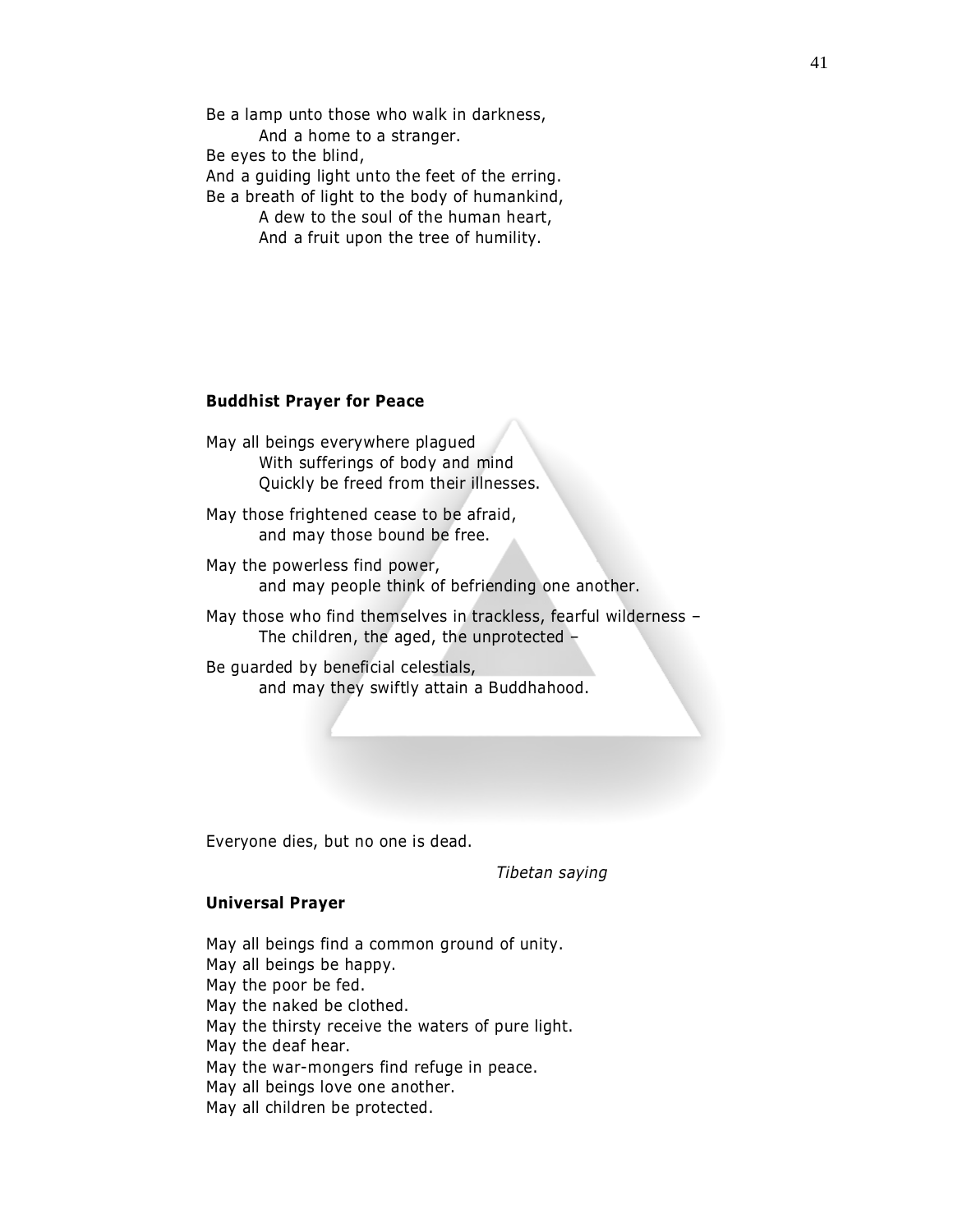Be a lamp unto those who walk in darkness,
    And a home to a stranger.
Be eyes to the blind,
And a guiding light unto the feet of the erring.
Be a breath of light to the body of humankind,
    A dew to the soul of the human heart,
    And a fruit upon the tree of humility.

**Buddhist Prayer for Peace**

May all beings everywhere plagued
    With sufferings of body and mind
    Quickly be freed from their illnesses.

May those frightened cease to be afraid,
    and may those bound be free.

May the powerless find power,
    and may people think of befriending one another.

May those who find themselves in trackless, fearful wilderness –
    The children, the aged, the unprotected –

Be guarded by beneficial celestials,
    and may they swiftly attain a Buddhahood.

Everyone dies, but no one is dead.

*Tibetan saying*

**Universal Prayer**

May all beings find a common ground of unity.
May all beings be happy.
May the poor be fed.
May the naked be clothed.
May the thirsty receive the waters of pure light.
May the deaf hear.
May the war-mongers find refuge in peace.
May all beings love one another.
May all children be protected.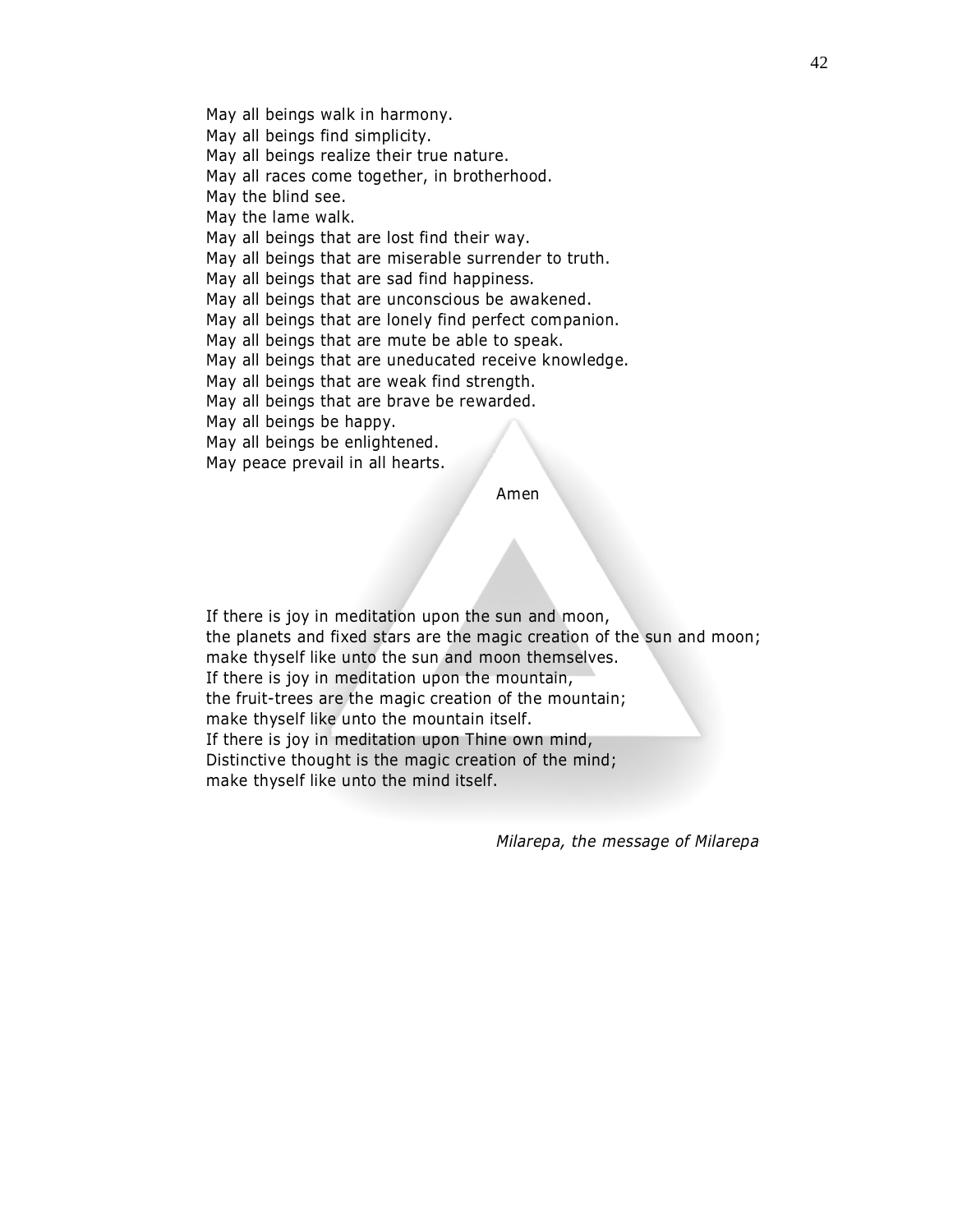May all beings walk in harmony.
May all beings find simplicity.
May all beings realize their true nature.
May all races come together, in brotherhood.
May the blind see.
May the lame walk.
May all beings that are lost find their way.
May all beings that are miserable surrender to truth.
May all beings that are sad find happiness.
May all beings that are unconscious be awakened.
May all beings that are lonely find perfect companion.
May all beings that are mute be able to speak.
May all beings that are uneducated receive knowledge.
May all beings that are weak find strength.
May all beings that are brave be rewarded.
May all beings be happy.
May all beings be enlightened.
May peace prevail in all hearts.

Amen

If there is joy in meditation upon the sun and moon,
the planets and fixed stars are the magic creation of the sun and moon;
make thyself like unto the sun and moon themselves.
If there is joy in meditation upon the mountain,
the fruit-trees are the magic creation of the mountain;
make thyself like unto the mountain itself.
If there is joy in meditation upon Thine own mind,
Distinctive thought is the magic creation of the mind;
make thyself like unto the mind itself.

*Milarepa, the message of Milarepa*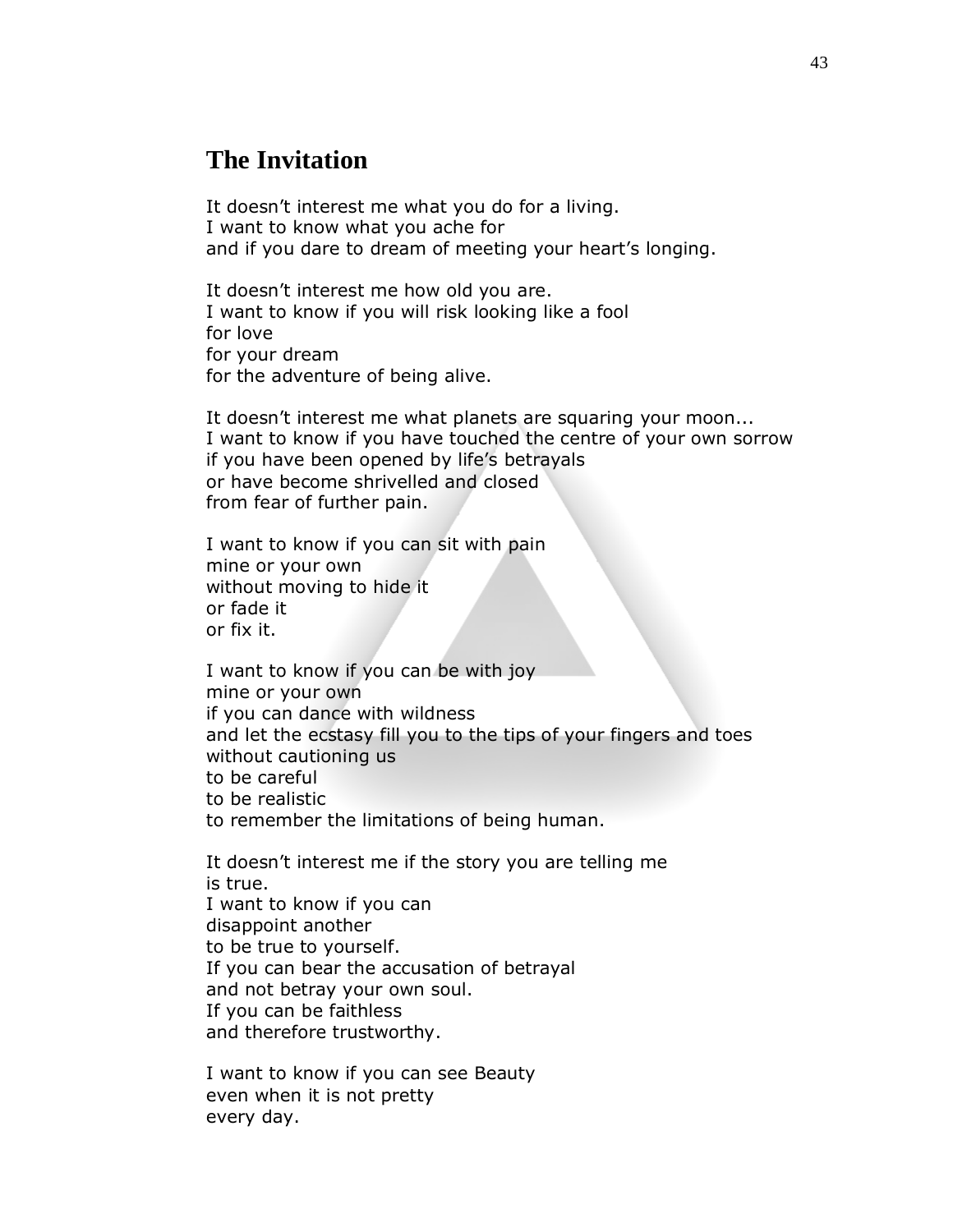## The Invitation

It doesn't interest me what you do for a living.
I want to know what you ache for
and if you dare to dream of meeting your heart's longing.

It doesn't interest me how old you are.
I want to know if you will risk looking like a fool
for love
for your dream
for the adventure of being alive.

It doesn't interest me what planets are squaring your moon...
I want to know if you have touched the centre of your own sorrow
if you have been opened by life's betrayals
or have become shrivelled and closed
from fear of further pain.

I want to know if you can sit with pain
mine or your own
without moving to hide it
or fade it
or fix it.

I want to know if you can be with joy
mine or your own
if you can dance with wildness
and let the ecstasy fill you to the tips of your fingers and toes
without cautioning us
to be careful
to be realistic
to remember the limitations of being human.

It doesn't interest me if the story you are telling me
is true.
I want to know if you can
disappoint another
to be true to yourself.
If you can bear the accusation of betrayal
and not betray your own soul.
If you can be faithless
and therefore trustworthy.

I want to know if you can see Beauty
even when it is not pretty
every day.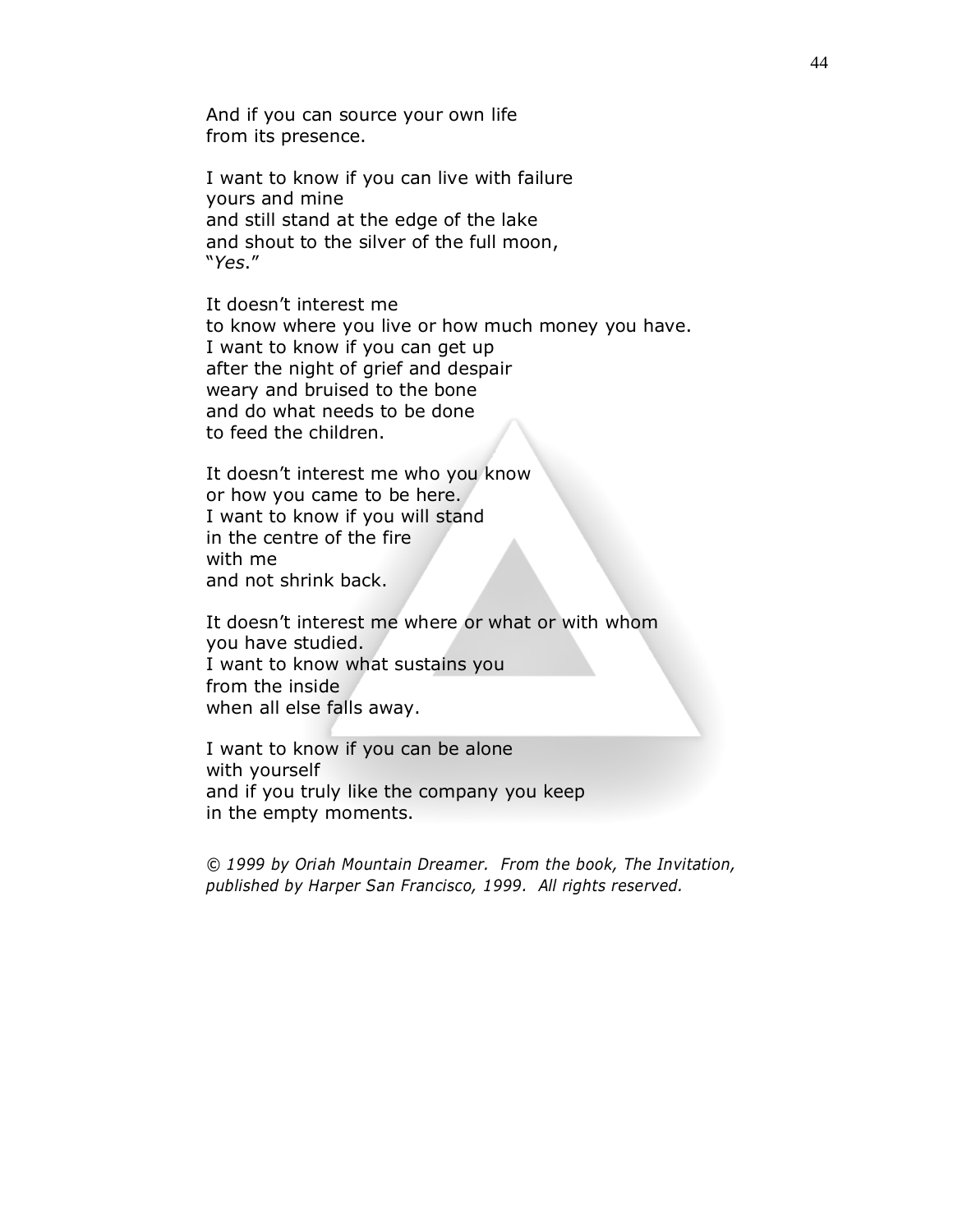And if you can source your own life
from its presence.

I want to know if you can live with failure
yours and mine
and still stand at the edge of the lake
and shout to the silver of the full moon,
"*Yes*."

It doesn't interest me
to know where you live or how much money you have.
I want to know if you can get up
after the night of grief and despair
weary and bruised to the bone
and do what needs to be done
to feed the children.

It doesn't interest me who you know
or how you came to be here.
I want to know if you will stand
in the centre of the fire
with me
and not shrink back.

It doesn't interest me where or what or with whom
you have studied.
I want to know what sustains you
from the inside
when all else falls away.

I want to know if you can be alone
with yourself
and if you truly like the company you keep
in the empty moments.

*© 1999 by Oriah Mountain Dreamer. From the book, The Invitation, published by Harper San Francisco, 1999. All rights reserved.*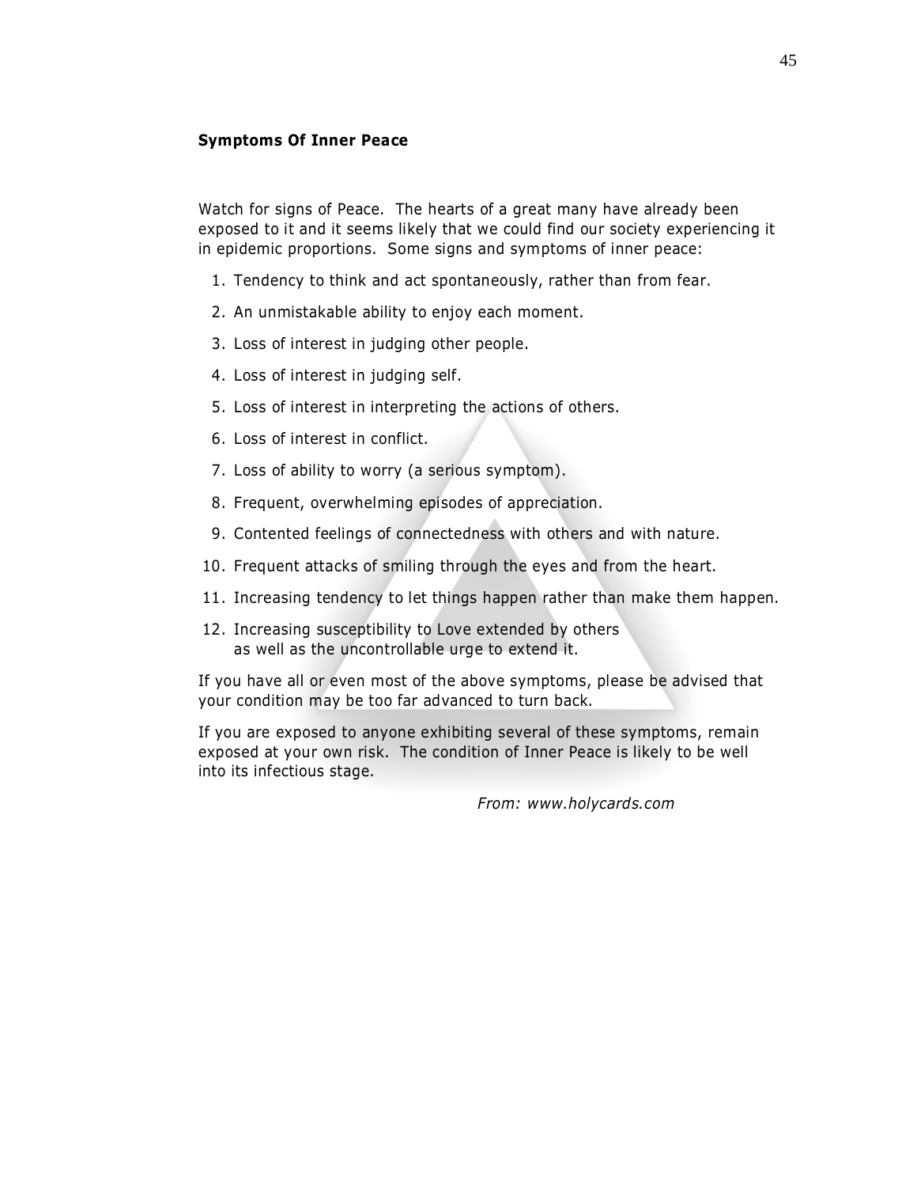**Symptoms Of Inner Peace**

Watch for signs of Peace. The hearts of a great many have already been exposed to it and it seems likely that we could find our society experiencing it in epidemic proportions. Some signs and symptoms of inner peace:

1. Tendency to think and act spontaneously, rather than from fear.
2. An unmistakable ability to enjoy each moment.
3. Loss of interest in judging other people.
4. Loss of interest in judging self.
5. Loss of interest in interpreting the actions of others.
6. Loss of interest in conflict.
7. Loss of ability to worry (a serious symptom).
8. Frequent, overwhelming episodes of appreciation.
9. Contented feelings of connectedness with others and with nature.
10. Frequent attacks of smiling through the eyes and from the heart.
11. Increasing tendency to let things happen rather than make them happen.
12. Increasing susceptibility to Love extended by others as well as the uncontrollable urge to extend it.

If you have all or even most of the above symptoms, please be advised that your condition may be too far advanced to turn back.

If you are exposed to anyone exhibiting several of these symptoms, remain exposed at your own risk. The condition of Inner Peace is likely to be well into its infectious stage.

*From: www.holycards.com*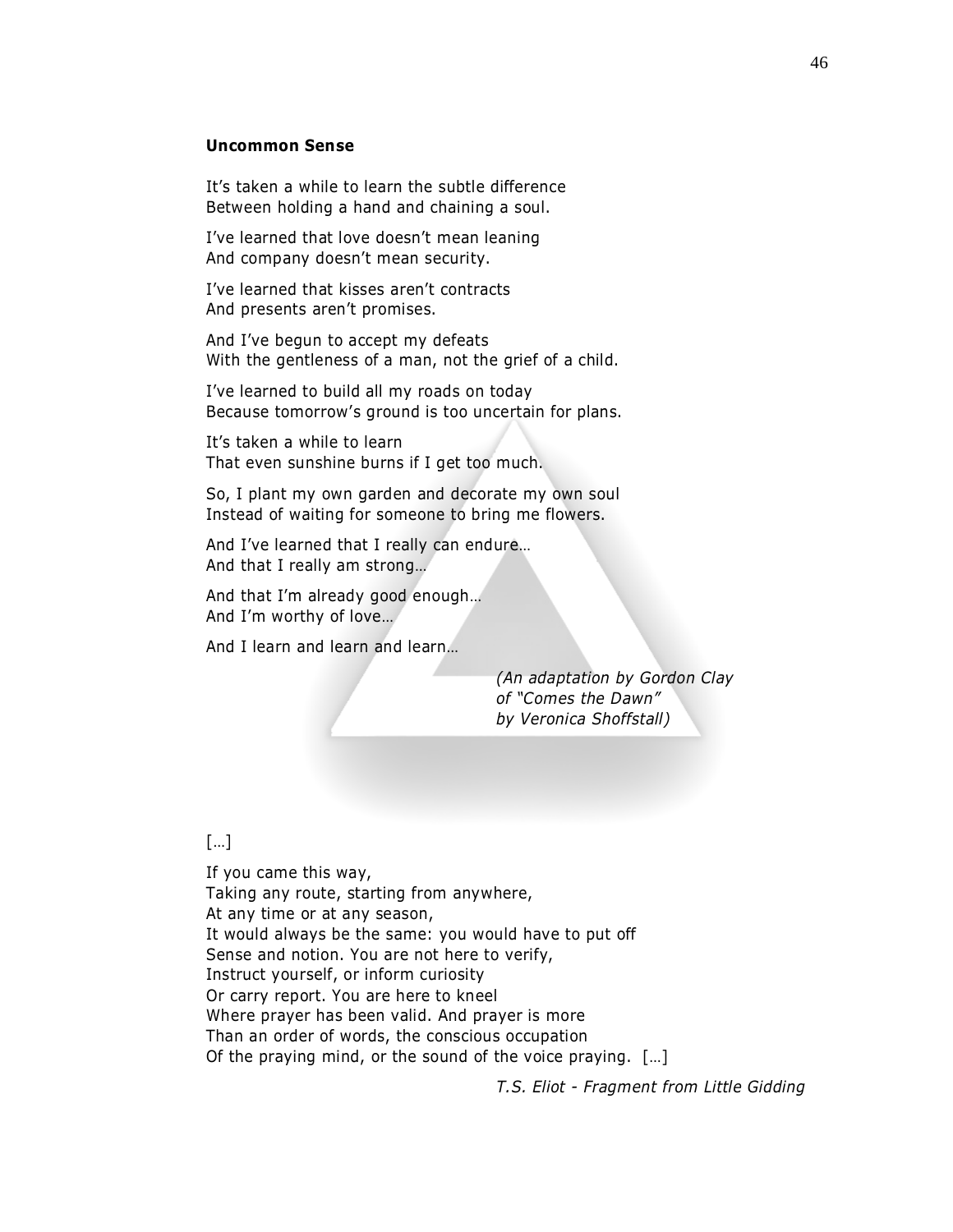**Uncommon Sense**

It's taken a while to learn the subtle difference
Between holding a hand and chaining a soul.

I've learned that love doesn't mean leaning
And company doesn't mean security.

I've learned that kisses aren't contracts
And presents aren't promises.

And I've begun to accept my defeats
With the gentleness of a man, not the grief of a child.

I've learned to build all my roads on today
Because tomorrow's ground is too uncertain for plans.

It's taken a while to learn
That even sunshine burns if I get too much.

So, I plant my own garden and decorate my own soul
Instead of waiting for someone to bring me flowers.

And I've learned that I really can endure…
And that I really am strong…

And that I'm already good enough…
And I'm worthy of love…

And I learn and learn and learn…

*(An adaptation by Gordon Clay of "Comes the Dawn" by Veronica Shoffstall)*

[…]

If you came this way,
Taking any route, starting from anywhere,
At any time or at any season,
It would always be the same: you would have to put off
Sense and notion. You are not here to verify,
Instruct yourself, or inform curiosity
Or carry report. You are here to kneel
Where prayer has been valid. And prayer is more
Than an order of words, the conscious occupation
Of the praying mind, or the sound of the voice praying. […]

*T.S. Eliot - Fragment from Little Gidding*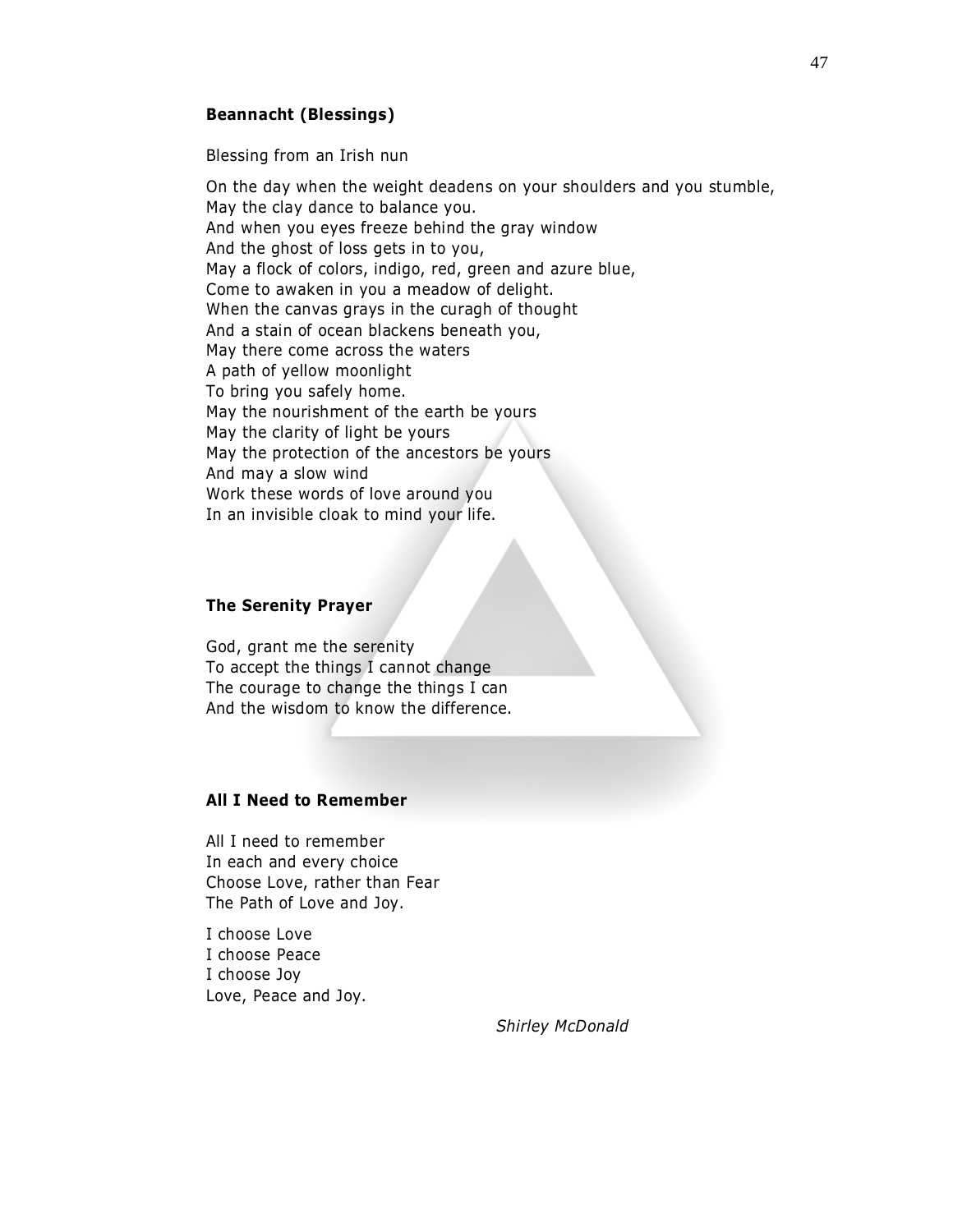### Beannacht (Blessings)

Blessing from an Irish nun

On the day when the weight deadens on your shoulders and you stumble,
May the clay dance to balance you.
And when you eyes freeze behind the gray window
And the ghost of loss gets in to you,
May a flock of colors, indigo, red, green and azure blue,
Come to awaken in you a meadow of delight.
When the canvas grays in the curagh of thought
And a stain of ocean blackens beneath you,
May there come across the waters
A path of yellow moonlight
To bring you safely home.
May the nourishment of the earth be yours
May the clarity of light be yours
May the protection of the ancestors be yours
And may a slow wind
Work these words of love around you
In an invisible cloak to mind your life.

### The Serenity Prayer

God, grant me the serenity
To accept the things I cannot change
The courage to change the things I can
And the wisdom to know the difference.

### All I Need to Remember

All I need to remember
In each and every choice
Choose Love, rather than Fear
The Path of Love and Joy.

I choose Love
I choose Peace
I choose Joy
Love, Peace and Joy.

*Shirley McDonald*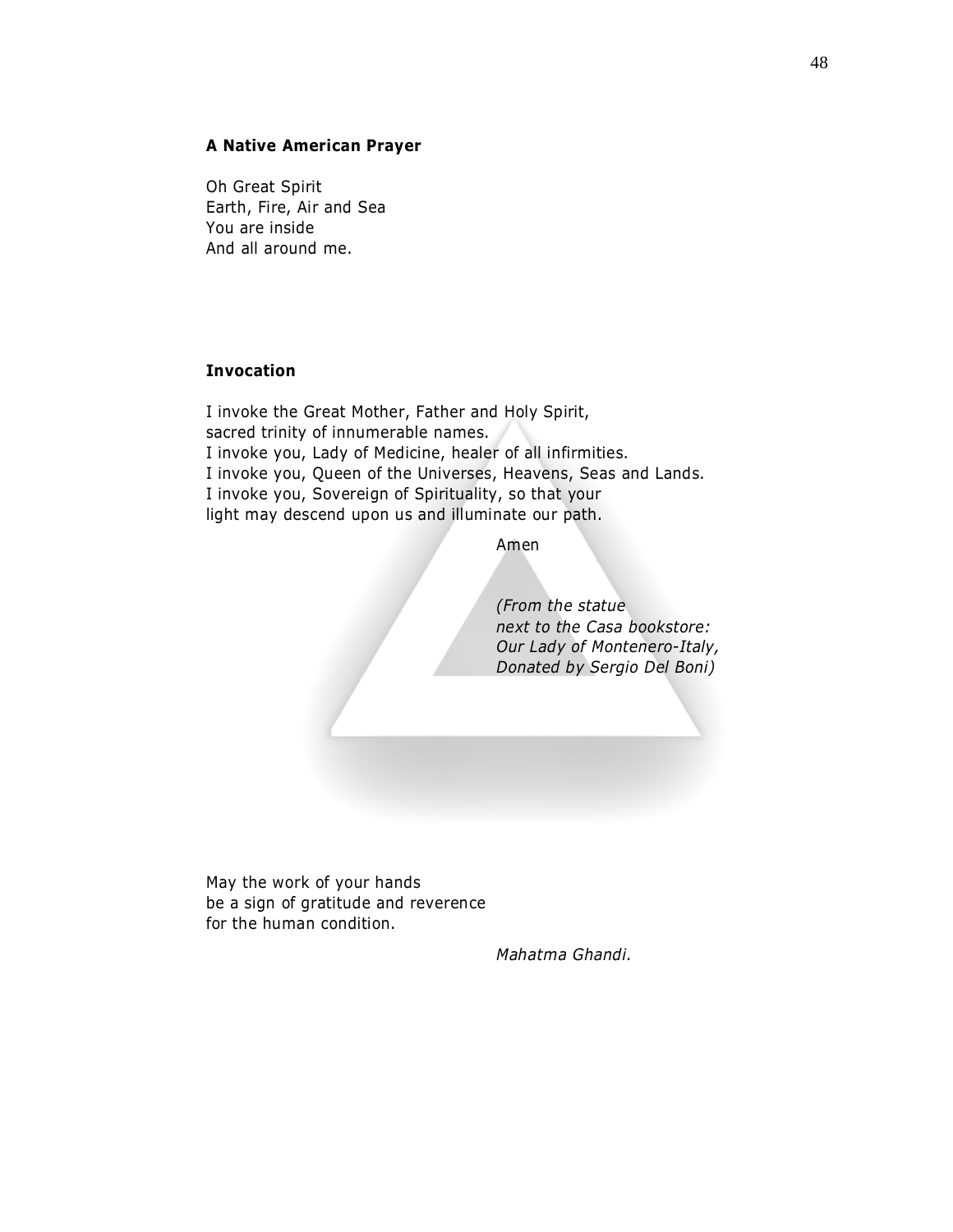**A Native American Prayer**

Oh Great Spirit  
Earth, Fire, Air and Sea  
You are inside  
And all around me.

**Invocation**

I invoke the Great Mother, Father and Holy Spirit,  
sacred trinity of innumerable names.  
I invoke you, Lady of Medicine, healer of all infirmities.  
I invoke you, Queen of the Universes, Heavens, Seas and Lands.  
I invoke you, Sovereign of Spirituality, so that your  
light may descend upon us and illuminate our path.

Amen

*(From the statue*  
*next to the Casa bookstore:*  
*Our Lady of Montenero-Italy,*  
*Donated by Sergio Del Boni)*

May the work of your hands  
be a sign of gratitude and reverence  
for the human condition.

*Mahatma Ghandi.*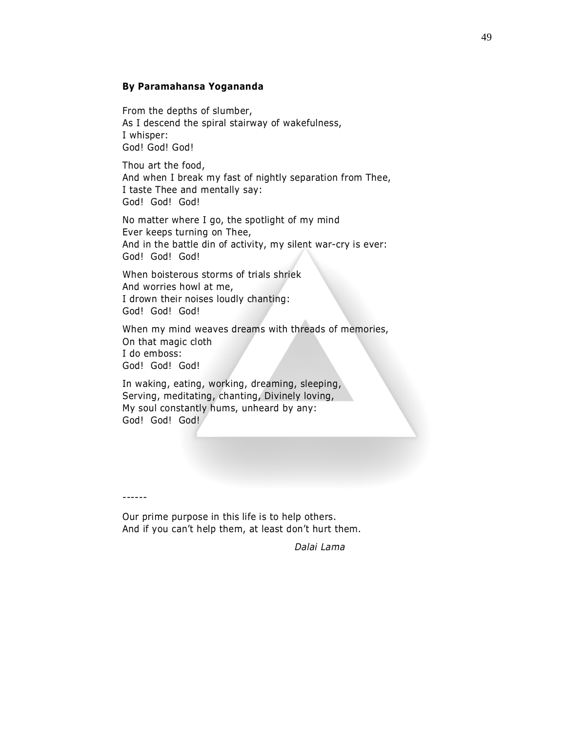**By Paramahansa Yogananda**

From the depths of slumber,  
As I descend the spiral stairway of wakefulness,  
I whisper:  
God! God! God!

Thou art the food,  
And when I break my fast of nightly separation from Thee,  
I taste Thee and mentally say:  
God!  God!  God!

No matter where I go, the spotlight of my mind  
Ever keeps turning on Thee,  
And in the battle din of activity, my silent war-cry is ever:  
God!  God!  God!

When boisterous storms of trials shriek  
And worries howl at me,  
I drown their noises loudly chanting:  
God!  God!  God!

When my mind weaves dreams with threads of memories,  
On that magic cloth  
I do emboss:  
God!  God!  God!

In waking, eating, working, dreaming, sleeping,  
Serving, meditating, chanting, Divinely loving,  
My soul constantly hums, unheard by any:  
God!  God!  God!

------

Our prime purpose in this life is to help others.  
And if you can't help them, at least don't hurt them.

*Dalai Lama*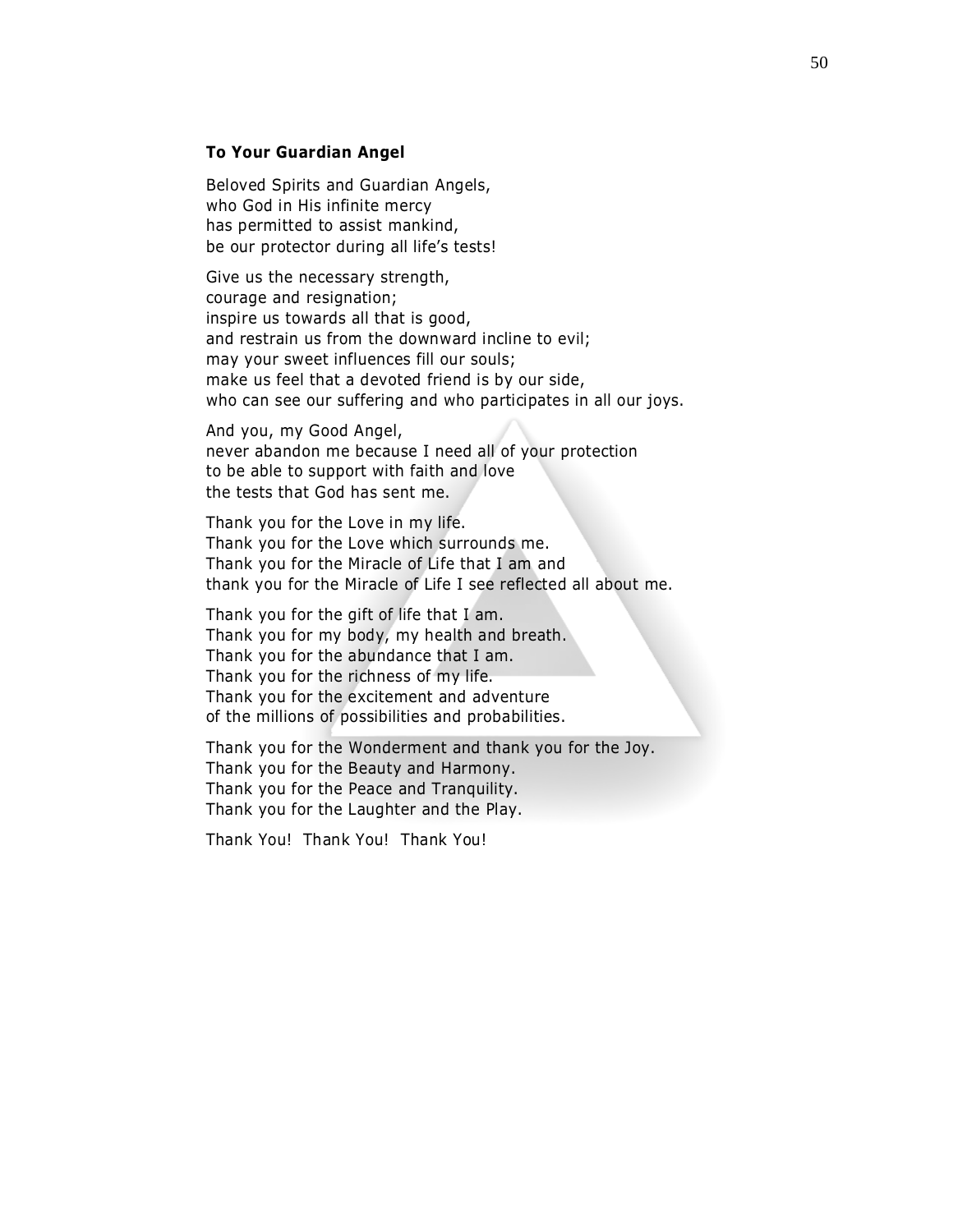**To Your Guardian Angel**

Beloved Spirits and Guardian Angels,
who God in His infinite mercy
has permitted to assist mankind,
be our protector during all life's tests!

Give us the necessary strength,
courage and resignation;
inspire us towards all that is good,
and restrain us from the downward incline to evil;
may your sweet influences fill our souls;
make us feel that a devoted friend is by our side,
who can see our suffering and who participates in all our joys.

And you, my Good Angel,
never abandon me because I need all of your protection
to be able to support with faith and love
the tests that God has sent me.

Thank you for the Love in my life.
Thank you for the Love which surrounds me.
Thank you for the Miracle of Life that I am and
thank you for the Miracle of Life I see reflected all about me.

Thank you for the gift of life that I am.
Thank you for my body, my health and breath.
Thank you for the abundance that I am.
Thank you for the richness of my life.
Thank you for the excitement and adventure
of the millions of possibilities and probabilities.

Thank you for the Wonderment and thank you for the Joy.
Thank you for the Beauty and Harmony.
Thank you for the Peace and Tranquility.
Thank you for the Laughter and the Play.

Thank You! Thank You! Thank You!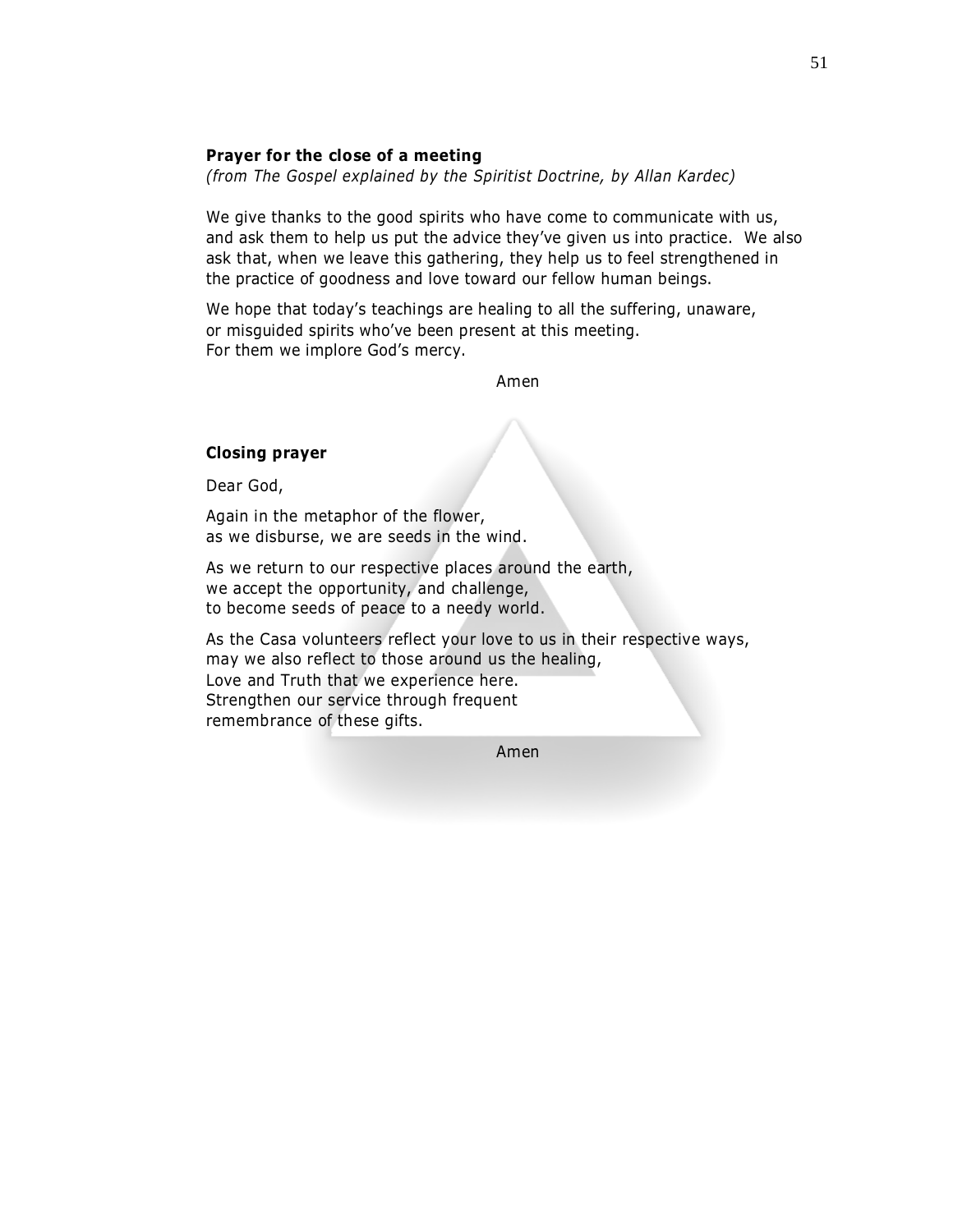**Prayer for the close of a meeting**

*(from The Gospel explained by the Spiritist Doctrine, by Allan Kardec)*

We give thanks to the good spirits who have come to communicate with us, and ask them to help us put the advice they've given us into practice. We also ask that, when we leave this gathering, they help us to feel strengthened in the practice of goodness and love toward our fellow human beings.

We hope that today's teachings are healing to all the suffering, unaware, or misguided spirits who've been present at this meeting.
For them we implore God's mercy.

Amen

**Closing prayer**

Dear God,

Again in the metaphor of the flower,
as we disburse, we are seeds in the wind.

As we return to our respective places around the earth,
we accept the opportunity, and challenge,
to become seeds of peace to a needy world.

As the Casa volunteers reflect your love to us in their respective ways,
may we also reflect to those around us the healing,
Love and Truth that we experience here.
Strengthen our service through frequent
remembrance of these gifts.

Amen